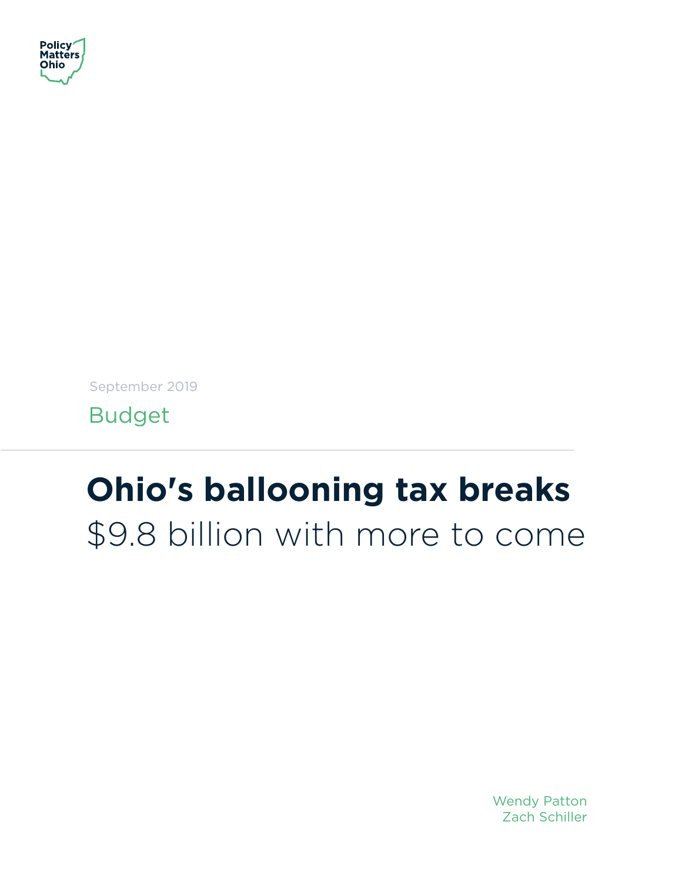Policy Matters Ohio

September 2019

Budget

# Ohio's ballooning tax breaks

## $9.8 billion with more to come

Wendy Patton
Zach Schiller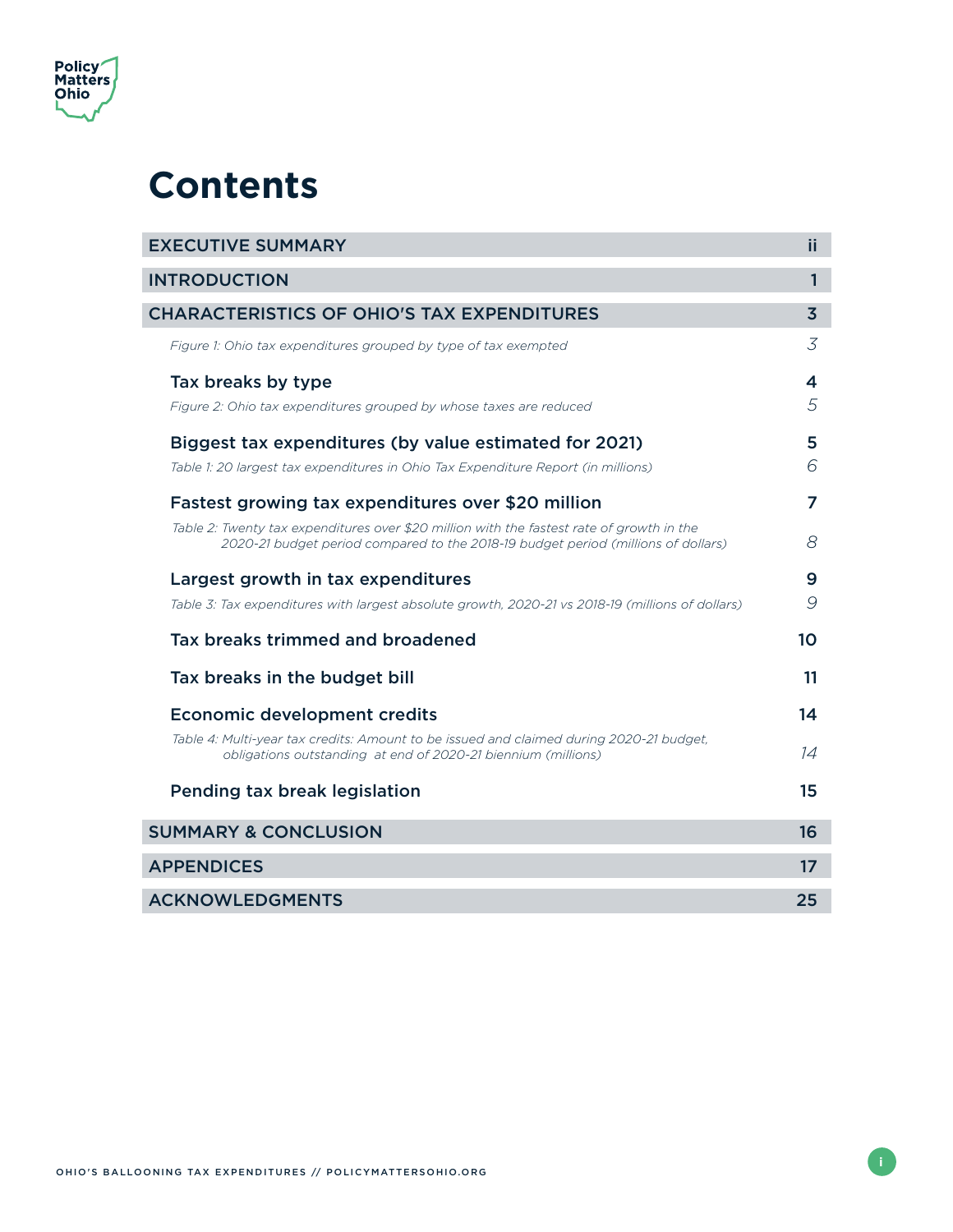# Contents

| | |
|---|---|
| EXECUTIVE SUMMARY | ii |
| INTRODUCTION | 1 |
| CHARACTERISTICS OF OHIO'S TAX EXPENDITURES | 3 |
| *Figure 1: Ohio tax expenditures grouped by type of tax exempted* | *3* |
| Tax breaks by type | 4 |
| *Figure 2: Ohio tax expenditures grouped by whose taxes are reduced* | *5* |
| Biggest tax expenditures (by value estimated for 2021) | 5 |
| *Table 1: 20 largest tax expenditures in Ohio Tax Expenditure Report (in millions)* | *6* |
| Fastest growing tax expenditures over $20 million | 7 |
| *Table 2: Twenty tax expenditures over $20 million with the fastest rate of growth in the 2020-21 budget period compared to the 2018-19 budget period (millions of dollars)* | *8* |
| Largest growth in tax expenditures | 9 |
| *Table 3: Tax expenditures with largest absolute growth, 2020-21 vs 2018-19 (millions of dollars)* | *9* |
| Tax breaks trimmed and broadened | 10 |
| Tax breaks in the budget bill | 11 |
| Economic development credits | 14 |
| *Table 4: Multi-year tax credits: Amount to be issued and claimed during 2020-21 budget, obligations outstanding at end of 2020-21 biennium (millions)* | *14* |
| Pending tax break legislation | 15 |
| SUMMARY & CONCLUSION | 16 |
| APPENDICES | 17 |
| ACKNOWLEDGMENTS | 25 |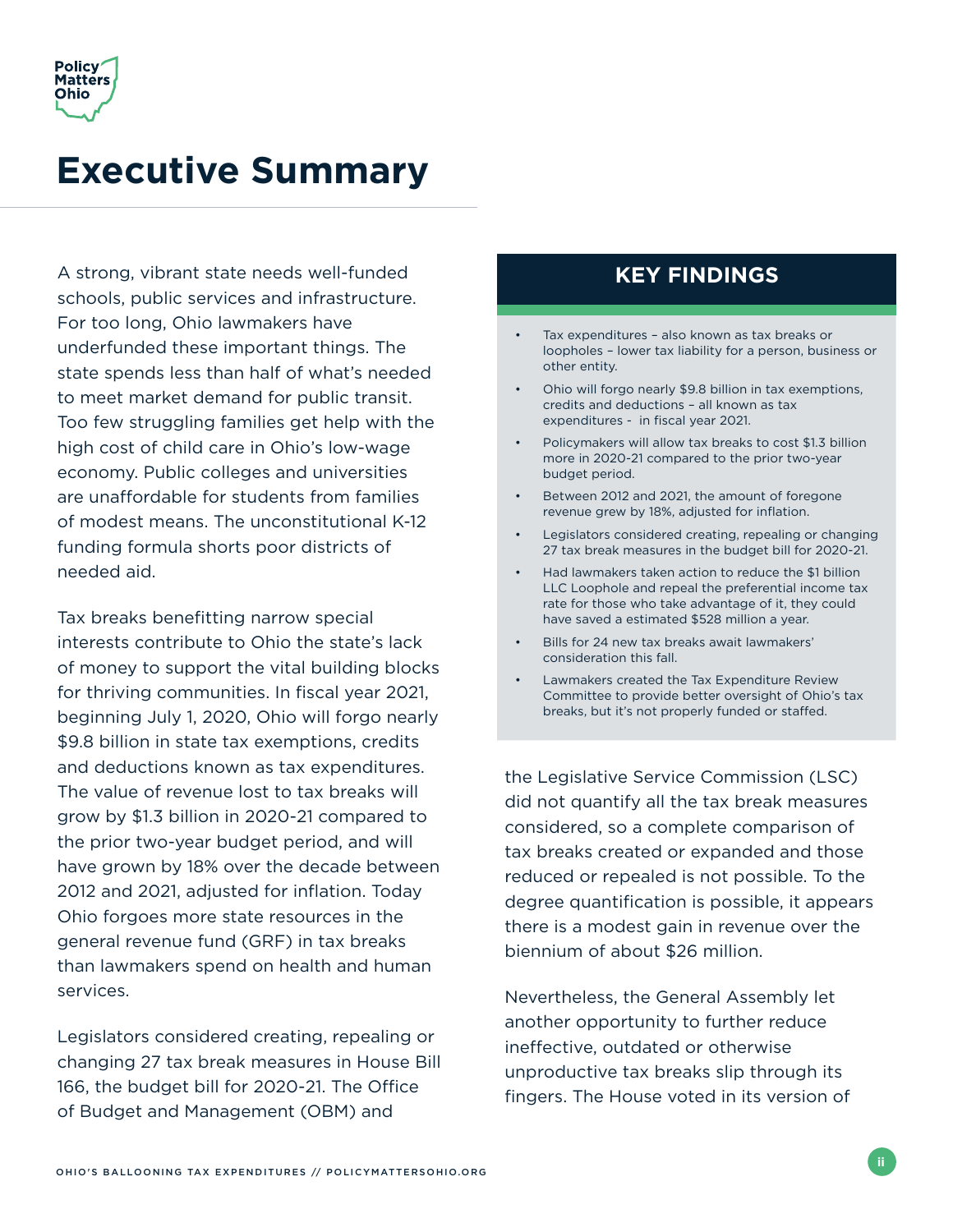# Executive Summary

A strong, vibrant state needs well-funded schools, public services and infrastructure. For too long, Ohio lawmakers have underfunded these important things. The state spends less than half of what's needed to meet market demand for public transit. Too few struggling families get help with the high cost of child care in Ohio's low-wage economy. Public colleges and universities are unaffordable for students from families of modest means. The unconstitutional K-12 funding formula shorts poor districts of needed aid.

Tax breaks benefitting narrow special interests contribute to Ohio the state's lack of money to support the vital building blocks for thriving communities. In fiscal year 2021, beginning July 1, 2020, Ohio will forgo nearly $9.8 billion in state tax exemptions, credits and deductions known as tax expenditures. The value of revenue lost to tax breaks will grow by $1.3 billion in 2020-21 compared to the prior two-year budget period, and will have grown by 18% over the decade between 2012 and 2021, adjusted for inflation. Today Ohio forgoes more state resources in the general revenue fund (GRF) in tax breaks than lawmakers spend on health and human services.

Legislators considered creating, repealing or changing 27 tax break measures in House Bill 166, the budget bill for 2020-21. The Office of Budget and Management (OBM) and the Legislative Service Commission (LSC) did not quantify all the tax break measures considered, so a complete comparison of tax breaks created or expanded and those reduced or repealed is not possible. To the degree quantification is possible, it appears there is a modest gain in revenue over the biennium of about $26 million.

Nevertheless, the General Assembly let another opportunity to further reduce ineffective, outdated or otherwise unproductive tax breaks slip through its fingers. The House voted in its version of

## KEY FINDINGS

- Tax expenditures – also known as tax breaks or loopholes – lower tax liability for a person, business or other entity.
- Ohio will forgo nearly $9.8 billion in tax exemptions, credits and deductions – all known as tax expenditures - in fiscal year 2021.
- Policymakers will allow tax breaks to cost $1.3 billion more in 2020-21 compared to the prior two-year budget period.
- Between 2012 and 2021, the amount of foregone revenue grew by 18%, adjusted for inflation.
- Legislators considered creating, repealing or changing 27 tax break measures in the budget bill for 2020-21.
- Had lawmakers taken action to reduce the $1 billion LLC Loophole and repeal the preferential income tax rate for those who take advantage of it, they could have saved a estimated $528 million a year.
- Bills for 24 new tax breaks await lawmakers' consideration this fall.
- Lawmakers created the Tax Expenditure Review Committee to provide better oversight of Ohio's tax breaks, but it's not properly funded or staffed.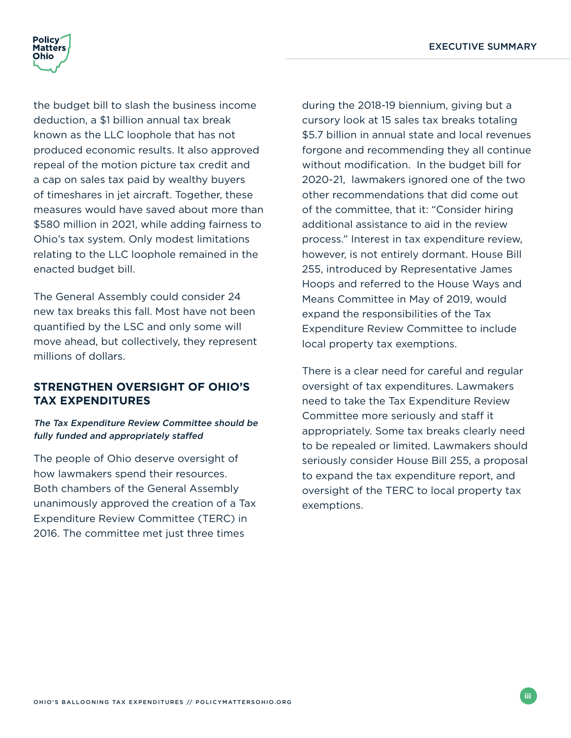the budget bill to slash the business income deduction, a $1 billion annual tax break known as the LLC loophole that has not produced economic results. It also approved repeal of the motion picture tax credit and a cap on sales tax paid by wealthy buyers of timeshares in jet aircraft. Together, these measures would have saved about more than $580 million in 2021, while adding fairness to Ohio's tax system. Only modest limitations relating to the LLC loophole remained in the enacted budget bill.

The General Assembly could consider 24 new tax breaks this fall. Most have not been quantified by the LSC and only some will move ahead, but collectively, they represent millions of dollars.

## STRENGTHEN OVERSIGHT OF OHIO'S TAX EXPENDITURES

***The Tax Expenditure Review Committee should be fully funded and appropriately staffed***

The people of Ohio deserve oversight of how lawmakers spend their resources. Both chambers of the General Assembly unanimously approved the creation of a Tax Expenditure Review Committee (TERC) in 2016. The committee met just three times during the 2018-19 biennium, giving but a cursory look at 15 sales tax breaks totaling $5.7 billion in annual state and local revenues forgone and recommending they all continue without modification. In the budget bill for 2020-21, lawmakers ignored one of the two other recommendations that did come out of the committee, that it: "Consider hiring additional assistance to aid in the review process." Interest in tax expenditure review, however, is not entirely dormant. House Bill 255, introduced by Representative James Hoops and referred to the House Ways and Means Committee in May of 2019, would expand the responsibilities of the Tax Expenditure Review Committee to include local property tax exemptions.

There is a clear need for careful and regular oversight of tax expenditures. Lawmakers need to take the Tax Expenditure Review Committee more seriously and staff it appropriately. Some tax breaks clearly need to be repealed or limited. Lawmakers should seriously consider House Bill 255, a proposal to expand the tax expenditure report, and oversight of the TERC to local property tax exemptions.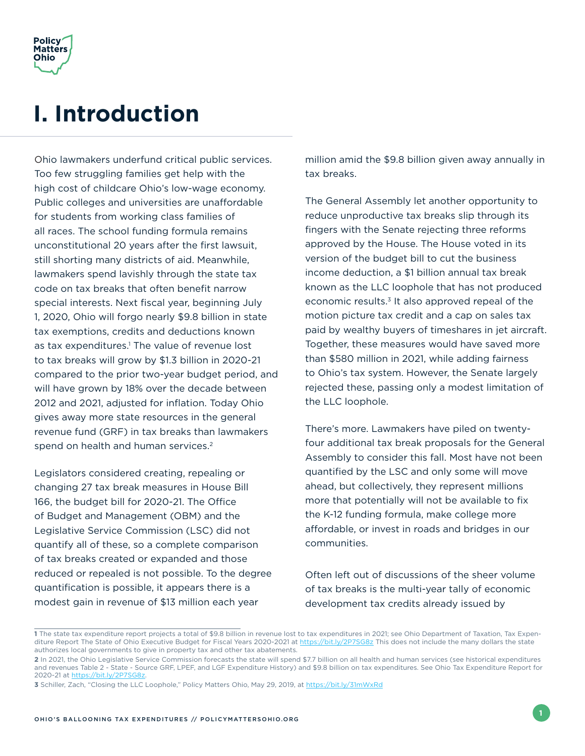# I. Introduction

Ohio lawmakers underfund critical public services. Too few struggling families get help with the high cost of childcare Ohio's low-wage economy. Public colleges and universities are unaffordable for students from working class families of all races. The school funding formula remains unconstitutional 20 years after the first lawsuit, still shorting many districts of aid. Meanwhile, lawmakers spend lavishly through the state tax code on tax breaks that often benefit narrow special interests. Next fiscal year, beginning July 1, 2020, Ohio will forgo nearly $9.8 billion in state tax exemptions, credits and deductions known as tax expenditures.[1] The value of revenue lost to tax breaks will grow by $1.3 billion in 2020-21 compared to the prior two-year budget period, and will have grown by 18% over the decade between 2012 and 2021, adjusted for inflation. Today Ohio gives away more state resources in the general revenue fund (GRF) in tax breaks than lawmakers spend on health and human services.[2]

Legislators considered creating, repealing or changing 27 tax break measures in House Bill 166, the budget bill for 2020-21. The Office of Budget and Management (OBM) and the Legislative Service Commission (LSC) did not quantify all of these, so a complete comparison of tax breaks created or expanded and those reduced or repealed is not possible. To the degree quantification is possible, it appears there is a modest gain in revenue of $13 million each year million amid the $9.8 billion given away annually in tax breaks.

The General Assembly let another opportunity to reduce unproductive tax breaks slip through its fingers with the Senate rejecting three reforms approved by the House. The House voted in its version of the budget bill to cut the business income deduction, a $1 billion annual tax break known as the LLC loophole that has not produced economic results.[3] It also approved repeal of the motion picture tax credit and a cap on sales tax paid by wealthy buyers of timeshares in jet aircraft. Together, these measures would have saved more than $580 million in 2021, while adding fairness to Ohio's tax system. However, the Senate largely rejected these, passing only a modest limitation of the LLC loophole.

There's more. Lawmakers have piled on twenty-four additional tax break proposals for the General Assembly to consider this fall. Most have not been quantified by the LSC and only some will move ahead, but collectively, they represent millions more that potentially will not be available to fix the K-12 funding formula, make college more affordable, or invest in roads and bridges in our communities.

Often left out of discussions of the sheer volume of tax breaks is the multi-year tally of economic development tax credits already issued by

---

1 The state tax expenditure report projects a total of $9.8 billion in revenue lost to tax expenditures in 2021; see Ohio Department of Taxation, Tax Expenditure Report The State of Ohio Executive Budget for Fiscal Years 2020-2021 at https://bit.ly/2P7SG8z This does not include the many dollars the state authorizes local governments to give in property tax and other tax abatements.

2 In 2021, the Ohio Legislative Service Commission forecasts the state will spend $7.7 billion on all health and human services (see historical expenditures and revenues Table 2 - State - Source GRF, LPEF, and LGF Expenditure History) and $9.8 billion on tax expenditures. See Ohio Tax Expenditure Report for 2020-21 at https://bit.ly/2P7SG8z.

3 Schiller, Zach, "Closing the LLC Loophole," Policy Matters Ohio, May 29, 2019, at https://bit.ly/31mWxRd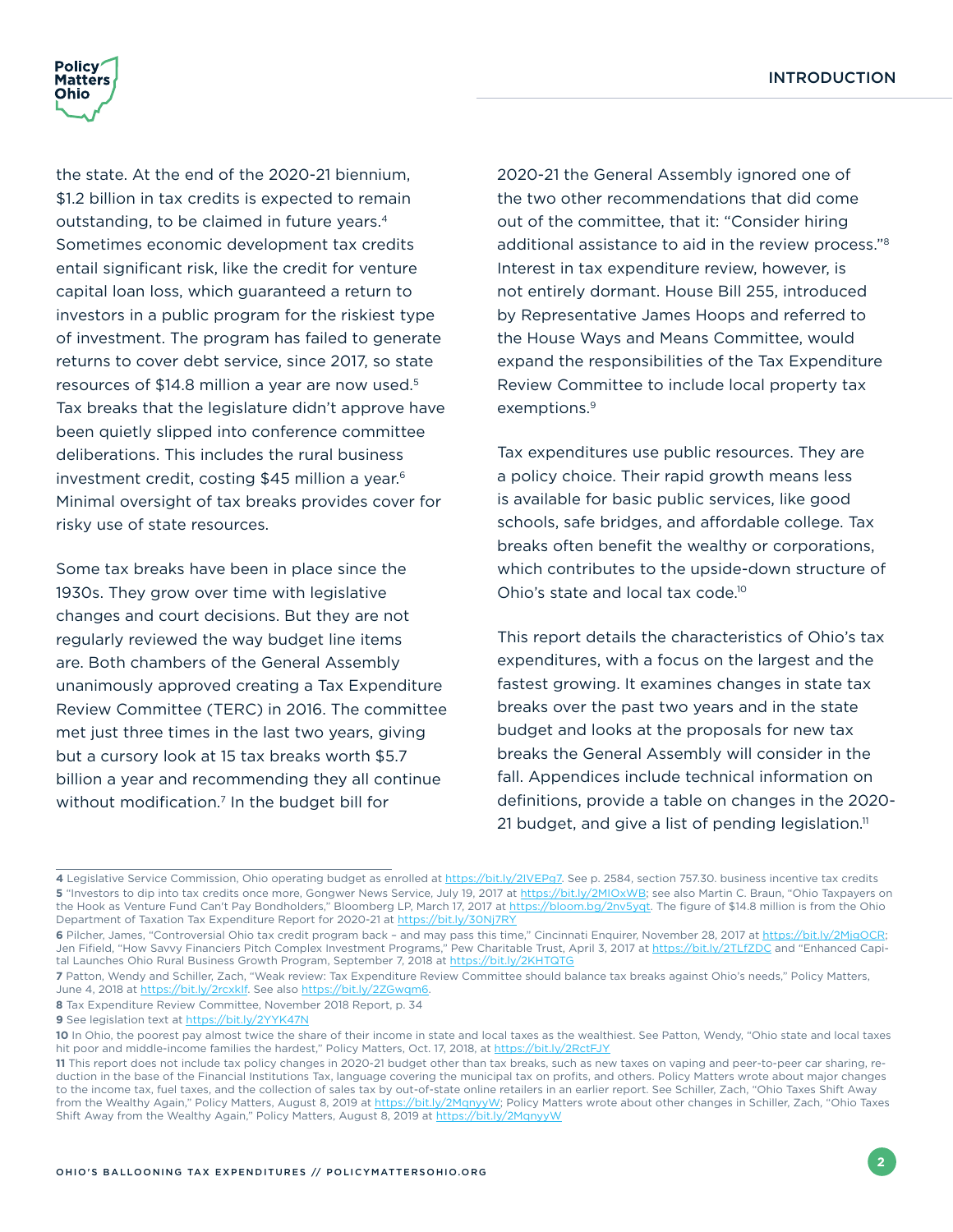the state. At the end of the 2020-21 biennium, $1.2 billion in tax credits is expected to remain outstanding, to be claimed in future years.[4] Sometimes economic development tax credits entail significant risk, like the credit for venture capital loan loss, which guaranteed a return to investors in a public program for the riskiest type of investment. The program has failed to generate returns to cover debt service, since 2017, so state resources of $14.8 million a year are now used.[5] Tax breaks that the legislature didn't approve have been quietly slipped into conference committee deliberations. This includes the rural business investment credit, costing $45 million a year.[6] Minimal oversight of tax breaks provides cover for risky use of state resources.

Some tax breaks have been in place since the 1930s. They grow over time with legislative changes and court decisions. But they are not regularly reviewed the way budget line items are. Both chambers of the General Assembly unanimously approved creating a Tax Expenditure Review Committee (TERC) in 2016. The committee met just three times in the last two years, giving but a cursory look at 15 tax breaks worth $5.7 billion a year and recommending they all continue without modification.[7] In the budget bill for 2020-21 the General Assembly ignored one of the two other recommendations that did come out of the committee, that it: "Consider hiring additional assistance to aid in the review process."[8] Interest in tax expenditure review, however, is not entirely dormant. House Bill 255, introduced by Representative James Hoops and referred to the House Ways and Means Committee, would expand the responsibilities of the Tax Expenditure Review Committee to include local property tax exemptions.[9]

Tax expenditures use public resources. They are a policy choice. Their rapid growth means less is available for basic public services, like good schools, safe bridges, and affordable college. Tax breaks often benefit the wealthy or corporations, which contributes to the upside-down structure of Ohio's state and local tax code.[10]

This report details the characteristics of Ohio's tax expenditures, with a focus on the largest and the fastest growing. It examines changes in state tax breaks over the past two years and in the state budget and looks at the proposals for new tax breaks the General Assembly will consider in the fall. Appendices include technical information on definitions, provide a table on changes in the 2020-21 budget, and give a list of pending legislation.[11]

---

4 Legislative Service Commission, Ohio operating budget as enrolled at https://bit.ly/2IVEPq7. See p. 2584, section 757.30. business incentive tax credits

5 "Investors to dip into tax credits once more, Gongwer News Service, July 19, 2017 at https://bit.ly/2MIOxWB; see also Martin C. Braun, "Ohio Taxpayers on the Hook as Venture Fund Can't Pay Bondholders," Bloomberg LP, March 17, 2017 at https://bloom.bg/2nv5yqt. The figure of $14.8 million is from the Ohio Department of Taxation Tax Expenditure Report for 2020-21 at https://bit.ly/30Nj7RY

6 Pilcher, James, "Controversial Ohio tax credit program back – and may pass this time," Cincinnati Enquirer, November 28, 2017 at https://bit.ly/2MiqOCR; Jen Fifield, "How Savvy Financiers Pitch Complex Investment Programs," Pew Charitable Trust, April 3, 2017 at https://bit.ly/2TLfZDC and "Enhanced Capital Launches Ohio Rural Business Growth Program, September 7, 2018 at https://bit.ly/2KHTQTG

7 Patton, Wendy and Schiller, Zach, "Weak review: Tax Expenditure Review Committee should balance tax breaks against Ohio's needs," Policy Matters, June 4, 2018 at https://bit.ly/2rcxklf. See also https://bit.ly/2ZGwqm6.

8 Tax Expenditure Review Committee, November 2018 Report, p. 34

9 See legislation text at https://bit.ly/2YYK47N

10 In Ohio, the poorest pay almost twice the share of their income in state and local taxes as the wealthiest. See Patton, Wendy, "Ohio state and local taxes hit poor and middle-income families the hardest," Policy Matters, Oct. 17, 2018, at https://bit.ly/2RctFJY

11 This report does not include tax policy changes in 2020-21 budget other than tax breaks, such as new taxes on vaping and peer-to-peer car sharing, reduction in the base of the Financial Institutions Tax, language covering the municipal tax on profits, and others. Policy Matters wrote about major changes to the income tax, fuel taxes, and the collection of sales tax by out-of-state online retailers in an earlier report. See Schiller, Zach, "Ohio Taxes Shift Away from the Wealthy Again," Policy Matters, August 8, 2019 at https://bit.ly/2MqnyyW; Policy Matters wrote about other changes in Schiller, Zach, "Ohio Taxes Shift Away from the Wealthy Again," Policy Matters, August 8, 2019 at https://bit.ly/2MqnyyW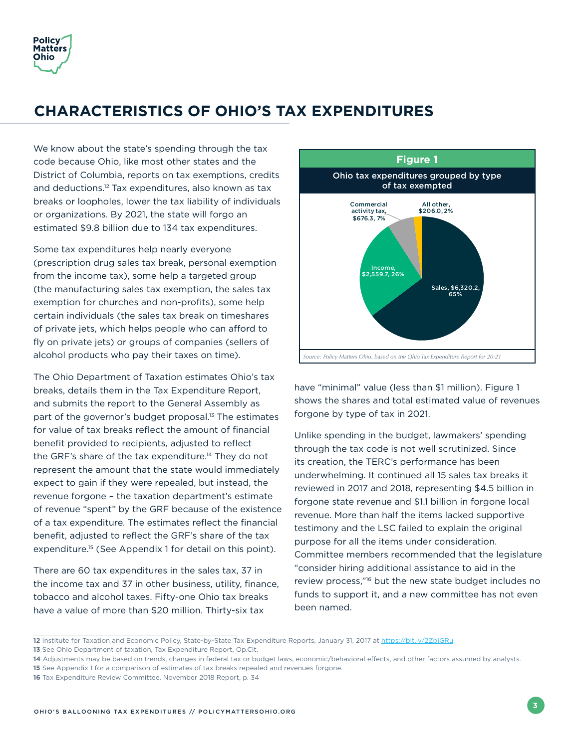# CHARACTERISTICS OF OHIO'S TAX EXPENDITURES

We know about the state's spending through the tax code because Ohio, like most other states and the District of Columbia, reports on tax exemptions, credits and deductions.[12] Tax expenditures, also known as tax breaks or loopholes, lower the tax liability of individuals or organizations. By 2021, the state will forgo an estimated $9.8 billion due to 134 tax expenditures.

Some tax expenditures help nearly everyone (prescription drug sales tax break, personal exemption from the income tax), some help a targeted group (the manufacturing sales tax exemption, the sales tax exemption for churches and non-profits), some help certain individuals (the sales tax break on timeshares of private jets, which helps people who can afford to fly on private jets) or groups of companies (sellers of alcohol products who pay their taxes on time).

The Ohio Department of Taxation estimates Ohio's tax breaks, details them in the Tax Expenditure Report, and submits the report to the General Assembly as part of the governor's budget proposal.[13] The estimates for value of tax breaks reflect the amount of financial benefit provided to recipients, adjusted to reflect the GRF's share of the tax expenditure.[14] They do not represent the amount that the state would immediately expect to gain if they were repealed, but instead, the revenue forgone – the taxation department's estimate of revenue "spent" by the GRF because of the existence of a tax expenditure. The estimates reflect the financial benefit, adjusted to reflect the GRF's share of the tax expenditure.[15] (See Appendix 1 for detail on this point).

There are 60 tax expenditures in the sales tax, 37 in the income tax and 37 in other business, utility, finance, tobacco and alcohol taxes. Fifty-one Ohio tax breaks have a value of more than $20 million. Thirty-six tax have "minimal" value (less than $1 million). Figure 1 shows the shares and total estimated value of revenues forgone by type of tax in 2021.

**Figure 1**

**Ohio tax expenditures grouped by type of tax exempted**

| Type of tax | Value | Share |
|---|---|---|
| Sales | $6,320.2 | 65% |
| Income | $2,559.7 | 26% |
| Commercial activity tax | $676.3 | 7% |
| All other | $206.0 | 2% |

*Source: Policy Matters Ohio, based on the Ohio Tax Expenditure Report for 20-21*

Unlike spending in the budget, lawmakers' spending through the tax code is not well scrutinized. Since its creation, the TERC's performance has been underwhelming. It continued all 15 sales tax breaks it reviewed in 2017 and 2018, representing $4.5 billion in forgone state revenue and $1.1 billion in forgone local revenue. More than half the items lacked supportive testimony and the LSC failed to explain the original purpose for all the items under consideration. Committee members recommended that the legislature "consider hiring additional assistance to aid in the review process,"[16] but the new state budget includes no funds to support it, and a new committee has not even been named.

---

12 Institute for Taxation and Economic Policy, State-by-State Tax Expenditure Reports, January 31, 2017 at https://bit.ly/2ZpiGRu

13 See Ohio Department of taxation, Tax Expenditure Report, Op.Cit.

14 Adjustments may be based on trends, changes in federal tax or budget laws, economic/behavioral effects, and other factors assumed by analysts.

15 See Appendix 1 for a comparison of estimates of tax breaks repealed and revenues forgone.

16 Tax Expenditure Review Committee, November 2018 Report, p. 34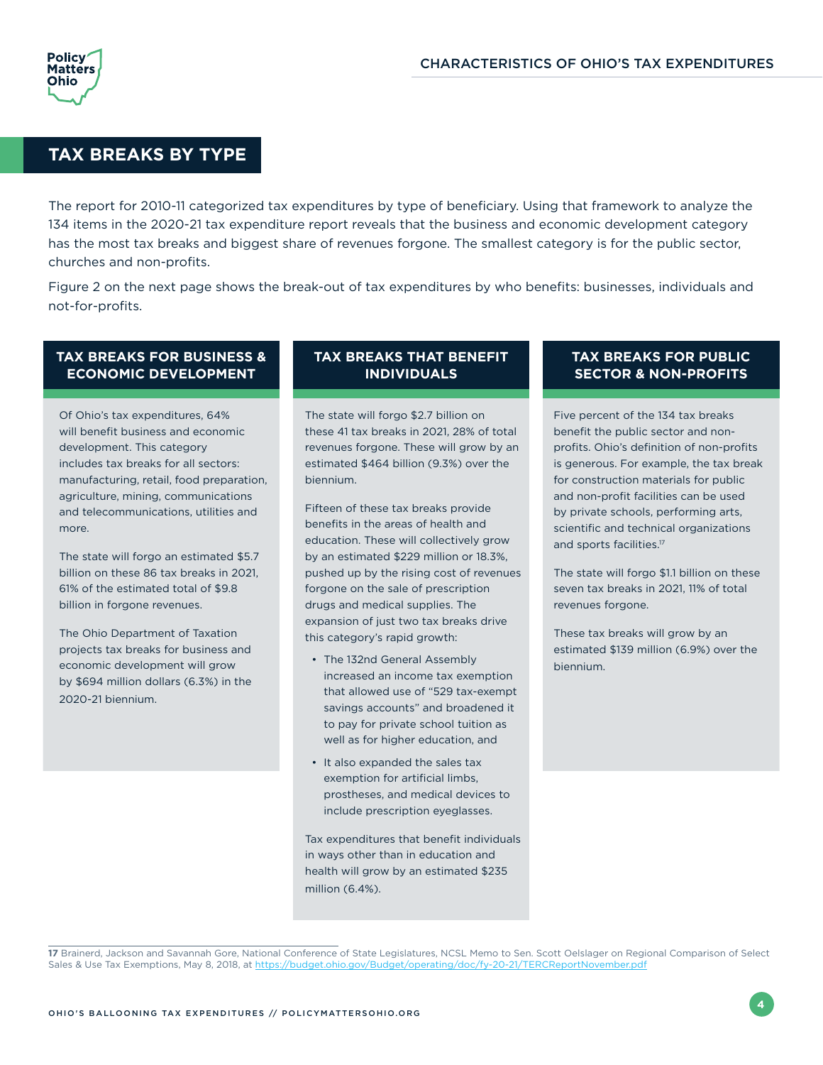## TAX BREAKS BY TYPE

The report for 2010-11 categorized tax expenditures by type of beneficiary. Using that framework to analyze the 134 items in the 2020-21 tax expenditure report reveals that the business and economic development category has the most tax breaks and biggest share of revenues forgone. The smallest category is for the public sector, churches and non-profits.

Figure 2 on the next page shows the break-out of tax expenditures by who benefits: businesses, individuals and not-for-profits.

### TAX BREAKS FOR BUSINESS & ECONOMIC DEVELOPMENT

Of Ohio's tax expenditures, 64% will benefit business and economic development. This category includes tax breaks for all sectors: manufacturing, retail, food preparation, agriculture, mining, communications and telecommunications, utilities and more.

The state will forgo an estimated $5.7 billion on these 86 tax breaks in 2021, 61% of the estimated total of $9.8 billion in forgone revenues.

The Ohio Department of Taxation projects tax breaks for business and economic development will grow by $694 million dollars (6.3%) in the 2020-21 biennium.

### TAX BREAKS THAT BENEFIT INDIVIDUALS

The state will forgo $2.7 billion on these 41 tax breaks in 2021, 28% of total revenues forgone. These will grow by an estimated $464 billion (9.3%) over the biennium.

Fifteen of these tax breaks provide benefits in the areas of health and education. These will collectively grow by an estimated $229 million or 18.3%, pushed up by the rising cost of revenues forgone on the sale of prescription drugs and medical supplies. The expansion of just two tax breaks drive this category's rapid growth:

- The 132nd General Assembly increased an income tax exemption that allowed use of "529 tax-exempt savings accounts" and broadened it to pay for private school tuition as well as for higher education, and
- It also expanded the sales tax exemption for artificial limbs, prostheses, and medical devices to include prescription eyeglasses.

Tax expenditures that benefit individuals in ways other than in education and health will grow by an estimated $235 million (6.4%).

### TAX BREAKS FOR PUBLIC SECTOR & NON-PROFITS

Five percent of the 134 tax breaks benefit the public sector and non-profits. Ohio's definition of non-profits is generous. For example, the tax break for construction materials for public and non-profit facilities can be used by private schools, performing arts, scientific and technical organizations and sports facilities.[17]

The state will forgo $1.1 billion on these seven tax breaks in 2021, 11% of total revenues forgone.

These tax breaks will grow by an estimated $139 million (6.9%) over the biennium.

---

[17] Brainerd, Jackson and Savannah Gore, National Conference of State Legislatures, NCSL Memo to Sen. Scott Oelslager on Regional Comparison of Select Sales & Use Tax Exemptions, May 8, 2018, at https://budget.ohio.gov/Budget/operating/doc/fy-20-21/TERCReportNovember.pdf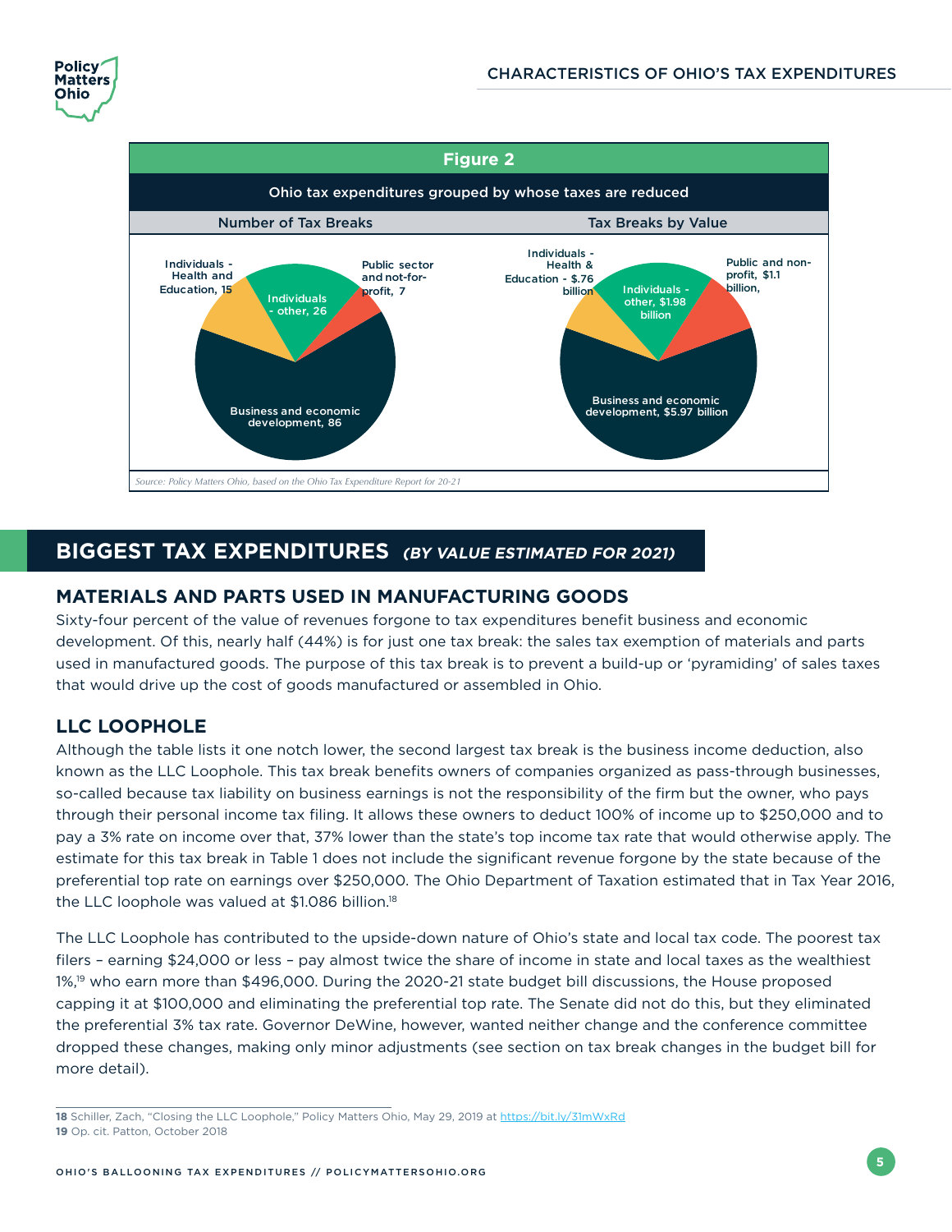**Figure 2**

Ohio tax expenditures grouped by whose taxes are reduced

| Number of Tax Breaks | | Tax Breaks by Value | |
|---|---|---|---|
| Business and economic development | 86 | Business and economic development | $5.97 billion |
| Individuals - other | 26 | Individuals - other | $1.98 billion |
| Individuals - Health and Education | 15 | Individuals - Health & Education | $.76 billion |
| Public sector and not-for-profit | 7 | Public and non-profit | $1.1 billion |

*Source: Policy Matters Ohio, based on the Ohio Tax Expenditure Report for 20-21*

## BIGGEST TAX EXPENDITURES *(BY VALUE ESTIMATED FOR 2021)*

### MATERIALS AND PARTS USED IN MANUFACTURING GOODS

Sixty-four percent of the value of revenues forgone to tax expenditures benefit business and economic development. Of this, nearly half (44%) is for just one tax break: the sales tax exemption of materials and parts used in manufactured goods. The purpose of this tax break is to prevent a build-up or 'pyramiding' of sales taxes that would drive up the cost of goods manufactured or assembled in Ohio.

### LLC LOOPHOLE

Although the table lists it one notch lower, the second largest tax break is the business income deduction, also known as the LLC Loophole. This tax break benefits owners of companies organized as pass-through businesses, so-called because tax liability on business earnings is not the responsibility of the firm but the owner, who pays through their personal income tax filing. It allows these owners to deduct 100% of income up to $250,000 and to pay a 3% rate on income over that, 37% lower than the state's top income tax rate that would otherwise apply. The estimate for this tax break in Table 1 does not include the significant revenue forgone by the state because of the preferential top rate on earnings over $250,000. The Ohio Department of Taxation estimated that in Tax Year 2016, the LLC loophole was valued at $1.086 billion.[18]

The LLC Loophole has contributed to the upside-down nature of Ohio's state and local tax code. The poorest tax filers – earning $24,000 or less – pay almost twice the share of income in state and local taxes as the wealthiest 1%,[19] who earn more than $496,000. During the 2020-21 state budget bill discussions, the House proposed capping it at $100,000 and eliminating the preferential top rate. The Senate did not do this, but they eliminated the preferential 3% tax rate. Governor DeWine, however, wanted neither change and the conference committee dropped these changes, making only minor adjustments (see section on tax break changes in the budget bill for more detail).

---

**18** Schiller, Zach, "Closing the LLC Loophole," Policy Matters Ohio, May 29, 2019 at https://bit.ly/31mWxRd
**19** Op. cit. Patton, October 2018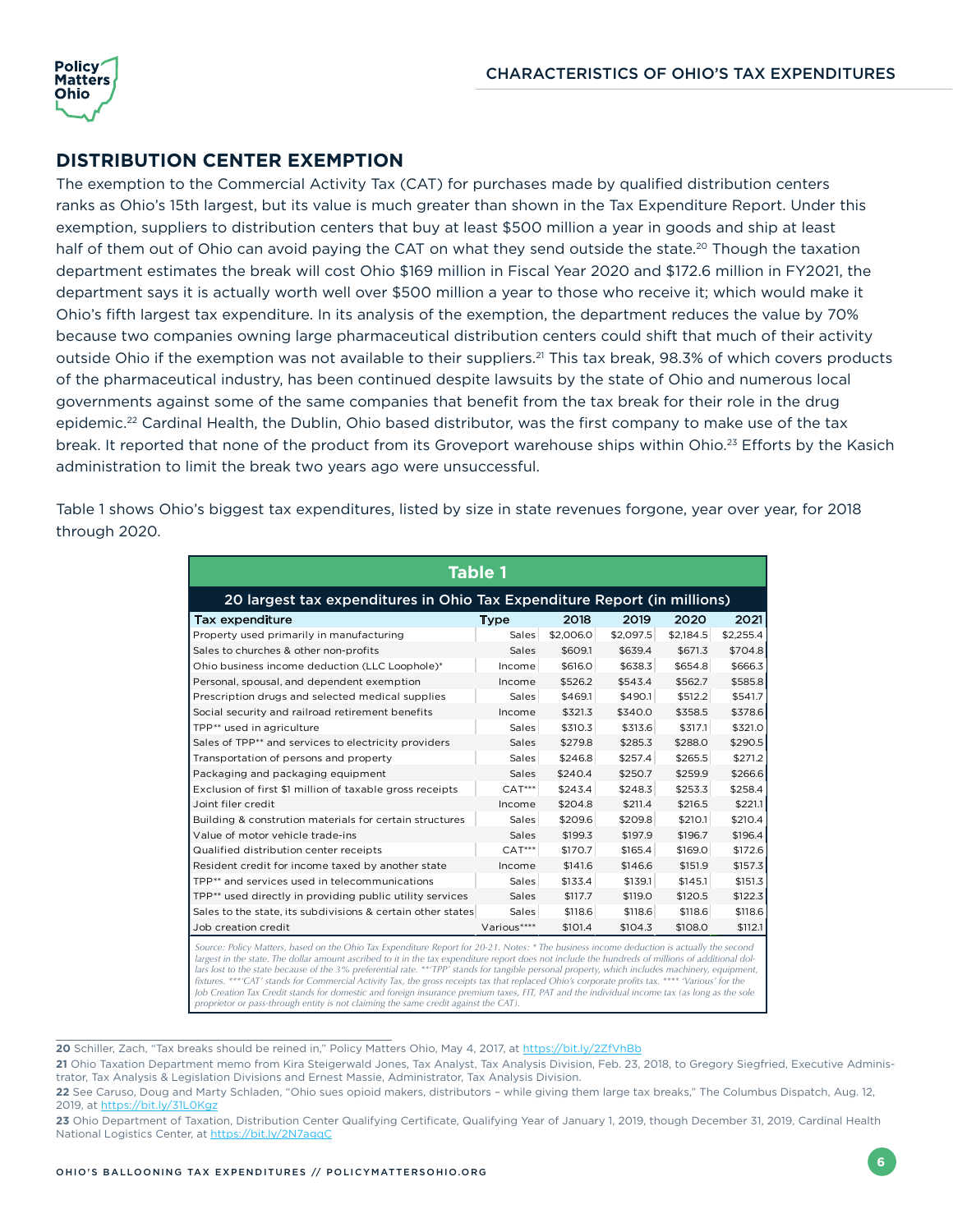## DISTRIBUTION CENTER EXEMPTION

The exemption to the Commercial Activity Tax (CAT) for purchases made by qualified distribution centers ranks as Ohio's 15th largest, but its value is much greater than shown in the Tax Expenditure Report. Under this exemption, suppliers to distribution centers that buy at least $500 million a year in goods and ship at least half of them out of Ohio can avoid paying the CAT on what they send outside the state.[20] Though the taxation department estimates the break will cost Ohio $169 million in Fiscal Year 2020 and $172.6 million in FY2021, the department says it is actually worth well over $500 million a year to those who receive it; which would make it Ohio's fifth largest tax expenditure. In its analysis of the exemption, the department reduces the value by 70% because two companies owning large pharmaceutical distribution centers could shift that much of their activity outside Ohio if the exemption was not available to their suppliers.[21] This tax break, 98.3% of which covers products of the pharmaceutical industry, has been continued despite lawsuits by the state of Ohio and numerous local governments against some of the same companies that benefit from the tax break for their role in the drug epidemic.[22] Cardinal Health, the Dublin, Ohio based distributor, was the first company to make use of the tax break. It reported that none of the product from its Groveport warehouse ships within Ohio.[23] Efforts by the Kasich administration to limit the break two years ago were unsuccessful.

Table 1 shows Ohio's biggest tax expenditures, listed by size in state revenues forgone, year over year, for 2018 through 2020.

**Table 1**

**20 largest tax expenditures in Ohio Tax Expenditure Report (in millions)**

| Tax expenditure | Type | 2018 | 2019 | 2020 | 2021 |
|---|---|---|---|---|---|
| Property used primarily in manufacturing | Sales | $2,006.0 | $2,097.5 | $2,184.5 | $2,255.4 |
| Sales to churches & other non-profits | Sales | $609.1 | $639.4 | $671.3 | $704.8 |
| Ohio business income deduction (LLC Loophole)* | Income | $616.0 | $638.3 | $654.8 | $666.3 |
| Personal, spousal, and dependent exemption | Income | $526.2 | $543.4 | $562.7 | $585.8 |
| Prescription drugs and selected medical supplies | Sales | $469.1 | $490.1 | $512.2 | $541.7 |
| Social security and railroad retirement benefits | Income | $321.3 | $340.0 | $358.5 | $378.6 |
| TPP** used in agriculture | Sales | $310.3 | $313.6 | $317.1 | $321.0 |
| Sales of TPP** and services to electricity providers | Sales | $279.8 | $285.3 | $288.0 | $290.5 |
| Transportation of persons and property | Sales | $246.8 | $257.4 | $265.5 | $271.2 |
| Packaging and packaging equipment | Sales | $240.4 | $250.7 | $259.9 | $266.6 |
| Exclusion of first $1 million of taxable gross receipts | CAT*** | $243.4 | $248.3 | $253.3 | $258.4 |
| Joint filer credit | Income | $204.8 | $211.4 | $216.5 | $221.1 |
| Building & constrution materials for certain structures | Sales | $209.6 | $209.8 | $210.1 | $210.4 |
| Value of motor vehicle trade-ins | Sales | $199.3 | $197.9 | $196.7 | $196.4 |
| Qualified distribution center receipts | CAT*** | $170.7 | $165.4 | $169.0 | $172.6 |
| Resident credit for income taxed by another state | Income | $141.6 | $146.6 | $151.9 | $157.3 |
| TPP** and services used in telecommunications | Sales | $133.4 | $139.1 | $145.1 | $151.3 |
| TPP** used directly in providing public utility services | Sales | $117.7 | $119.0 | $120.5 | $122.3 |
| Sales to the state, its subdivisions & certain other states | Sales | $118.6 | $118.6 | $118.6 | $118.6 |
| Job creation credit | Various**** | $101.4 | $104.3 | $108.0 | $112.1 |

*Source: Policy Matters, based on the Ohio Tax Expenditure Report for 20-21. Notes: * The business income deduction is actually the second largest in the state. The dollar amount ascribed to it in the tax expenditure report does not include the hundreds of millions of additional dollars lost to the state because of the 3% preferential rate. **'TPP' stands for tangible personal property, which includes machinery, equipment, fixtures. ***'CAT' stands for Commercial Activity Tax, the gross receipts tax that replaced Ohio's corporate profits tax. **** 'Various' for the Job Creation Tax Credit stands for domestic and foreign insurance premium taxes, FIT, PAT and the individual income tax (as long as the sole proprietor or pass-through entity is not claiming the same credit against the CAT).*

---

20 Schiller, Zach, "Tax breaks should be reined in," Policy Matters Ohio, May 4, 2017, at https://bit.ly/2ZfVhBb

21 Ohio Taxation Department memo from Kira Steigerwald Jones, Tax Analyst, Tax Analysis Division, Feb. 23, 2018, to Gregory Siegfried, Executive Administrator, Tax Analysis & Legislation Divisions and Ernest Massie, Administrator, Tax Analysis Division.

22 See Caruso, Doug and Marty Schladen, "Ohio sues opioid makers, distributors – while giving them large tax breaks," The Columbus Dispatch, Aug. 12, 2019, at https://bit.ly/31L0Kgz

23 Ohio Department of Taxation, Distribution Center Qualifying Certificate, Qualifying Year of January 1, 2019, though December 31, 2019, Cardinal Health National Logistics Center, at https://bit.ly/2N7aggC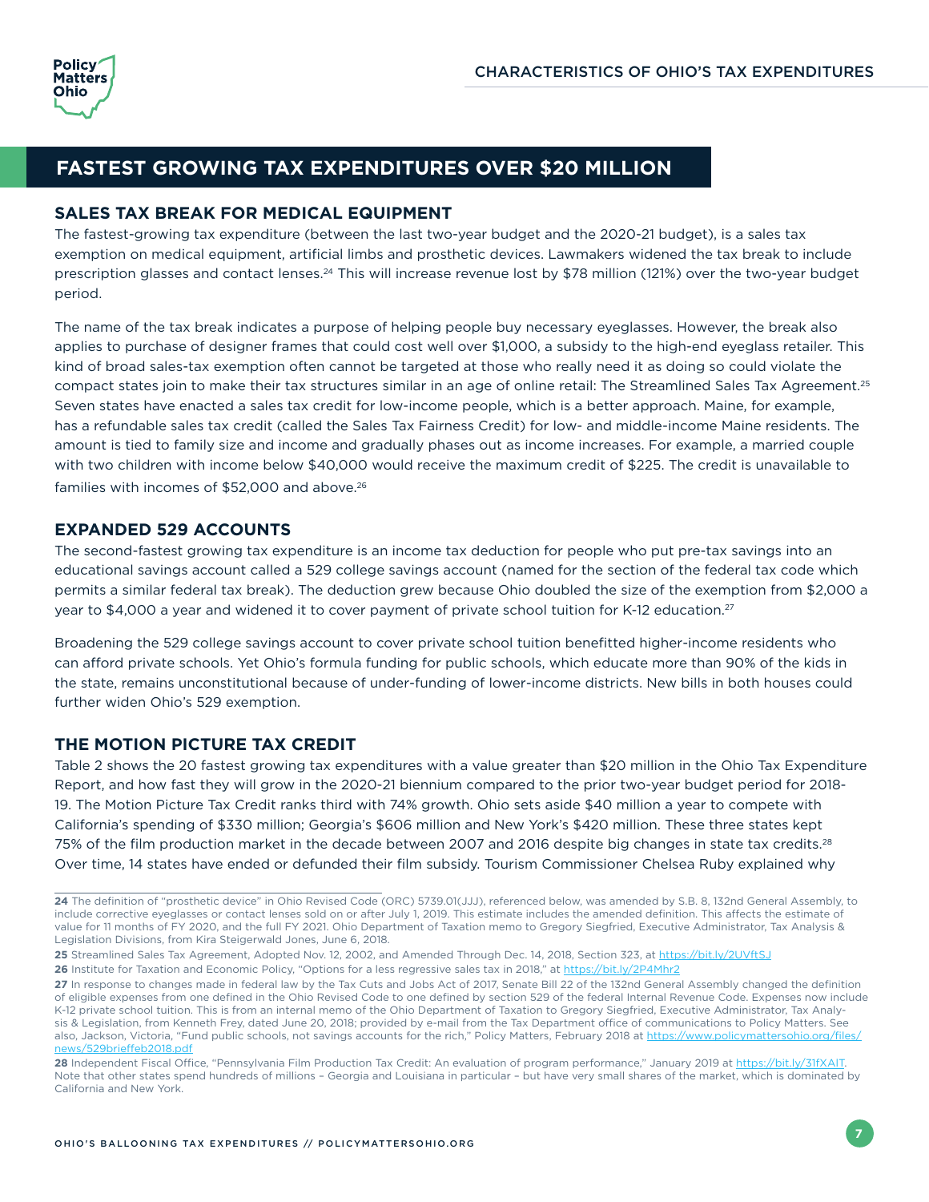## FASTEST GROWING TAX EXPENDITURES OVER $20 MILLION

### SALES TAX BREAK FOR MEDICAL EQUIPMENT

The fastest-growing tax expenditure (between the last two-year budget and the 2020-21 budget), is a sales tax exemption on medical equipment, artificial limbs and prosthetic devices. Lawmakers widened the tax break to include prescription glasses and contact lenses.[24] This will increase revenue lost by $78 million (121%) over the two-year budget period.

The name of the tax break indicates a purpose of helping people buy necessary eyeglasses. However, the break also applies to purchase of designer frames that could cost well over $1,000, a subsidy to the high-end eyeglass retailer. This kind of broad sales-tax exemption often cannot be targeted at those who really need it as doing so could violate the compact states join to make their tax structures similar in an age of online retail: The Streamlined Sales Tax Agreement.[25] Seven states have enacted a sales tax credit for low-income people, which is a better approach. Maine, for example, has a refundable sales tax credit (called the Sales Tax Fairness Credit) for low- and middle-income Maine residents. The amount is tied to family size and income and gradually phases out as income increases. For example, a married couple with two children with income below $40,000 would receive the maximum credit of $225. The credit is unavailable to families with incomes of $52,000 and above.[26]

### EXPANDED 529 ACCOUNTS

The second-fastest growing tax expenditure is an income tax deduction for people who put pre-tax savings into an educational savings account called a 529 college savings account (named for the section of the federal tax code which permits a similar federal tax break). The deduction grew because Ohio doubled the size of the exemption from $2,000 a year to $4,000 a year and widened it to cover payment of private school tuition for K-12 education.[27]

Broadening the 529 college savings account to cover private school tuition benefitted higher-income residents who can afford private schools. Yet Ohio's formula funding for public schools, which educate more than 90% of the kids in the state, remains unconstitutional because of under-funding of lower-income districts. New bills in both houses could further widen Ohio's 529 exemption.

### THE MOTION PICTURE TAX CREDIT

Table 2 shows the 20 fastest growing tax expenditures with a value greater than $20 million in the Ohio Tax Expenditure Report, and how fast they will grow in the 2020-21 biennium compared to the prior two-year budget period for 2018-19. The Motion Picture Tax Credit ranks third with 74% growth. Ohio sets aside $40 million a year to compete with California's spending of $330 million; Georgia's $606 million and New York's $420 million. These three states kept 75% of the film production market in the decade between 2007 and 2016 despite big changes in state tax credits.[28] Over time, 14 states have ended or defunded their film subsidy. Tourism Commissioner Chelsea Ruby explained why

---

24 The definition of "prosthetic device" in Ohio Revised Code (ORC) 5739.01(JJJ), referenced below, was amended by S.B. 8, 132nd General Assembly, to include corrective eyeglasses or contact lenses sold on or after July 1, 2019. This estimate includes the amended definition. This affects the estimate of value for 11 months of FY 2020, and the full FY 2021. Ohio Department of Taxation memo to Gregory Siegfried, Executive Administrator, Tax Analysis & Legislation Divisions, from Kira Steigerwald Jones, June 6, 2018.

25 Streamlined Sales Tax Agreement, Adopted Nov. 12, 2002, and Amended Through Dec. 14, 2018, Section 323, at https://bit.ly/2UVftSJ

26 Institute for Taxation and Economic Policy, "Options for a less regressive sales tax in 2018," at https://bit.ly/2P4Mhr2

27 In response to changes made in federal law by the Tax Cuts and Jobs Act of 2017, Senate Bill 22 of the 132nd General Assembly changed the definition of eligible expenses from one defined in the Ohio Revised Code to one defined by section 529 of the federal Internal Revenue Code. Expenses now include K-12 private school tuition. This is from an internal memo of the Ohio Department of Taxation to Gregory Siegfried, Executive Administrator, Tax Analysis & Legislation, from Kenneth Frey, dated June 20, 2018; provided by e-mail from the Tax Department office of communications to Policy Matters. See also, Jackson, Victoria, "Fund public schools, not savings accounts for the rich," Policy Matters, February 2018 at https://www.policymattersohio.org/files/news/529brieffeb2018.pdf

28 Independent Fiscal Office, "Pennsylvania Film Production Tax Credit: An evaluation of program performance," January 2019 at https://bit.ly/31fXAIT. Note that other states spend hundreds of millions – Georgia and Louisiana in particular – but have very small shares of the market, which is dominated by California and New York.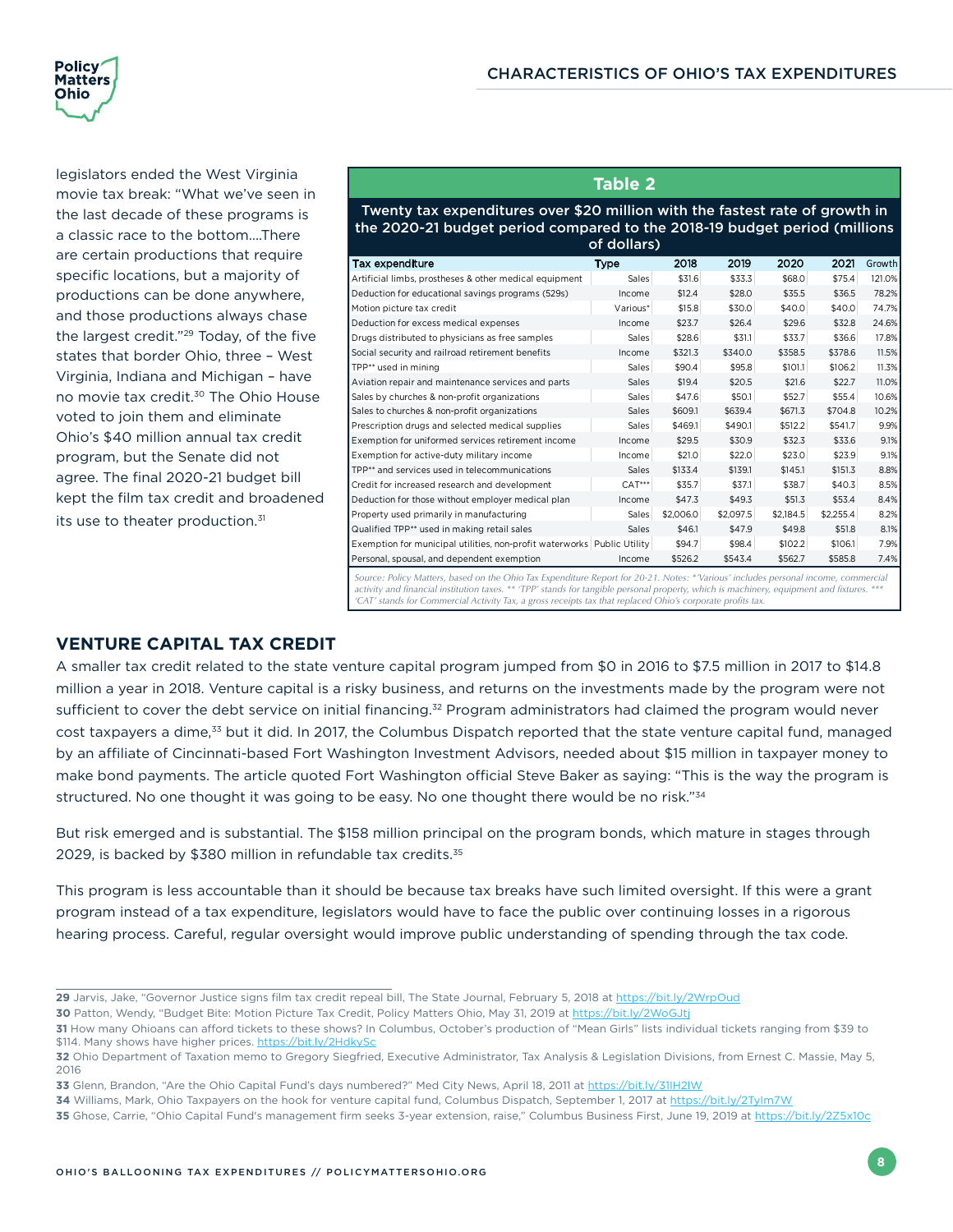legislators ended the West Virginia movie tax break: "What we've seen in the last decade of these programs is a classic race to the bottom….There are certain productions that require specific locations, but a majority of productions can be done anywhere, and those productions always chase the largest credit."[29] Today, of the five states that border Ohio, three – West Virginia, Indiana and Michigan – have no movie tax credit.[30] The Ohio House voted to join them and eliminate Ohio's $40 million annual tax credit program, but the Senate did not agree. The final 2020-21 budget bill kept the film tax credit and broadened its use to theater production.[31]

**Table 2**

**Twenty tax expenditures over $20 million with the fastest rate of growth in the 2020-21 budget period compared to the 2018-19 budget period (millions of dollars)**

| Tax expenditure | Type | 2018 | 2019 | 2020 | 2021 | Growth |
|---|---|---|---|---|---|---|
| Artificial limbs, prostheses & other medical equipment | Sales | $31.6 | $33.3 | $68.0 | $75.4 | 121.0% |
| Deduction for educational savings programs (529s) | Income | $12.4 | $28.0 | $35.5 | $36.5 | 78.2% |
| Motion picture tax credit | Various* | $15.8 | $30.0 | $40.0 | $40.0 | 74.7% |
| Deduction for excess medical expenses | Income | $23.7 | $26.4 | $29.6 | $32.8 | 24.6% |
| Drugs distributed to physicians as free samples | Sales | $28.6 | $31.1 | $33.7 | $36.6 | 17.8% |
| Social security and railroad retirement benefits | Income | $321.3 | $340.0 | $358.5 | $378.6 | 11.5% |
| TPP** used in mining | Sales | $90.4 | $95.8 | $101.1 | $106.2 | 11.3% |
| Aviation repair and maintenance services and parts | Sales | $19.4 | $20.5 | $21.6 | $22.7 | 11.0% |
| Sales by churches & non-profit organizations | Sales | $47.6 | $50.1 | $52.7 | $55.4 | 10.6% |
| Sales to churches & non-profit organizations | Sales | $609.1 | $639.4 | $671.3 | $704.8 | 10.2% |
| Prescription drugs and selected medical supplies | Sales | $469.1 | $490.1 | $512.2 | $541.7 | 9.9% |
| Exemption for uniformed services retirement income | Income | $29.5 | $30.9 | $32.3 | $33.6 | 9.1% |
| Exemption for active-duty military income | Income | $21.0 | $22.0 | $23.0 | $23.9 | 9.1% |
| TPP** and services used in telecommunications | Sales | $133.4 | $139.1 | $145.1 | $151.3 | 8.8% |
| Credit for increased research and development | CAT*** | $35.7 | $37.1 | $38.7 | $40.3 | 8.5% |
| Deduction for those without employer medical plan | Income | $47.3 | $49.3 | $51.3 | $53.4 | 8.4% |
| Property used primarily in manufacturing | Sales | $2,006.0 | $2,097.5 | $2,184.5 | $2,255.4 | 8.2% |
| Qualified TPP** used in making retail sales | Sales | $46.1 | $47.9 | $49.8 | $51.8 | 8.1% |
| Exemption for municipal utilities, non-profit waterworks | Public Utility | $94.7 | $98.4 | $102.2 | $106.1 | 7.9% |
| Personal, spousal, and dependent exemption | Income | $526.2 | $543.4 | $562.7 | $585.8 | 7.4% |

*Source: Policy Matters, based on the Ohio Tax Expenditure Report for 20-21. Notes: *'Various' includes personal income, commercial activity and financial institution taxes. ** 'TPP' stands for tangible personal property, which is machinery, equipment and fixtures. *** 'CAT' stands for Commercial Activity Tax, a gross receipts tax that replaced Ohio's corporate profits tax.*

## VENTURE CAPITAL TAX CREDIT

A smaller tax credit related to the state venture capital program jumped from $0 in 2016 to $7.5 million in 2017 to $14.8 million a year in 2018. Venture capital is a risky business, and returns on the investments made by the program were not sufficient to cover the debt service on initial financing.[32] Program administrators had claimed the program would never cost taxpayers a dime,[33] but it did. In 2017, the Columbus Dispatch reported that the state venture capital fund, managed by an affiliate of Cincinnati-based Fort Washington Investment Advisors, needed about $15 million in taxpayer money to make bond payments. The article quoted Fort Washington official Steve Baker as saying: "This is the way the program is structured. No one thought it was going to be easy. No one thought there would be no risk."[34]

But risk emerged and is substantial. The $158 million principal on the program bonds, which mature in stages through 2029, is backed by $380 million in refundable tax credits.[35]

This program is less accountable than it should be because tax breaks have such limited oversight. If this were a grant program instead of a tax expenditure, legislators would have to face the public over continuing losses in a rigorous hearing process. Careful, regular oversight would improve public understanding of spending through the tax code.

---

**29** Jarvis, Jake, "Governor Justice signs film tax credit repeal bill, The State Journal, February 5, 2018 at https://bit.ly/2WrpOud

**30** Patton, Wendy, "Budget Bite: Motion Picture Tax Credit, Policy Matters Ohio, May 31, 2019 at https://bit.ly/2WoGJtj

**31** How many Ohioans can afford tickets to these shows? In Columbus, October's production of "Mean Girls" lists individual tickets ranging from $39 to $114. Many shows have higher prices. https://bit.ly/2HdkySc

**32** Ohio Department of Taxation memo to Gregory Siegfried, Executive Administrator, Tax Analysis & Legislation Divisions, from Ernest C. Massie, May 5, 2016

**33** Glenn, Brandon, "Are the Ohio Capital Fund's days numbered?" Med City News, April 18, 2011 at https://bit.ly/31lH2lW

**34** Williams, Mark, Ohio Taxpayers on the hook for venture capital fund, Columbus Dispatch, September 1, 2017 at https://bit.ly/2Tylm7W

**35** Ghose, Carrie, "Ohio Capital Fund's management firm seeks 3-year extension, raise," Columbus Business First, June 19, 2019 at https://bit.ly/2Z5x10c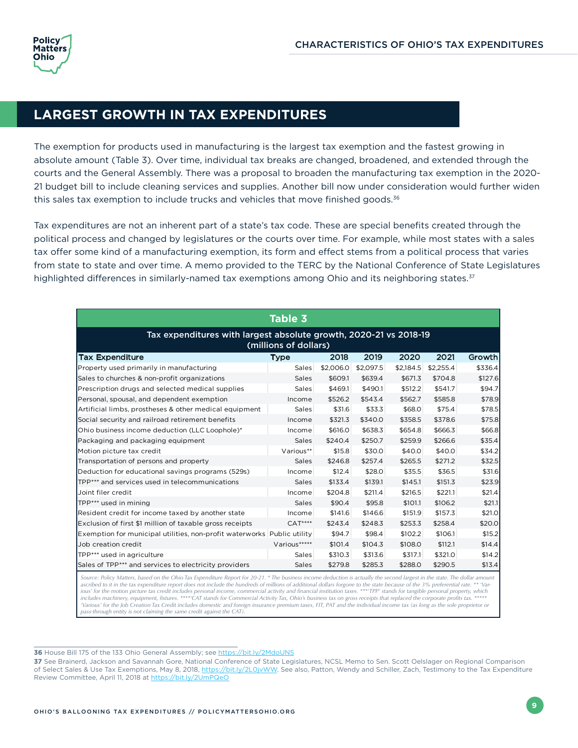## LARGEST GROWTH IN TAX EXPENDITURES

The exemption for products used in manufacturing is the largest tax exemption and the fastest growing in absolute amount (Table 3). Over time, individual tax breaks are changed, broadened, and extended through the courts and the General Assembly. There was a proposal to broaden the manufacturing tax exemption in the 2020-21 budget bill to include cleaning services and supplies. Another bill now under consideration would further widen this sales tax exemption to include trucks and vehicles that move finished goods.[36]

Tax expenditures are not an inherent part of a state's tax code. These are special benefits created through the political process and changed by legislatures or the courts over time. For example, while most states with a sales tax offer some kind of a manufacturing exemption, its form and effect stems from a political process that varies from state to state and over time. A memo provided to the TERC by the National Conference of State Legislatures highlighted differences in similarly-named tax exemptions among Ohio and its neighboring states.[37]

**Table 3**

**Tax expenditures with largest absolute growth, 2020-21 vs 2018-19 (millions of dollars)**

| Tax Expenditure | Type | 2018 | 2019 | 2020 | 2021 | Growth |
|---|---|---|---|---|---|---|
| Property used primarily in manufacturing | Sales | $2,006.0 | $2,097.5 | $2,184.5 | $2,255.4 | $336.4 |
| Sales to churches & non-profit organizations | Sales | $609.1 | $639.4 | $671.3 | $704.8 | $127.6 |
| Prescription drugs and selected medical supplies | Sales | $469.1 | $490.1 | $512.2 | $541.7 | $94.7 |
| Personal, spousal, and dependent exemption | Income | $526.2 | $543.4 | $562.7 | $585.8 | $78.9 |
| Artificial limbs, prostheses & other medical equipment | Sales | $31.6 | $33.3 | $68.0 | $75.4 | $78.5 |
| Social security and railroad retirement benefits | Income | $321.3 | $340.0 | $358.5 | $378.6 | $75.8 |
| Ohio business income deduction (LLC Loophole)* | Income | $616.0 | $638.3 | $654.8 | $666.3 | $66.8 |
| Packaging and packaging equipment | Sales | $240.4 | $250.7 | $259.9 | $266.6 | $35.4 |
| Motion picture tax credit | Various** | $15.8 | $30.0 | $40.0 | $40.0 | $34.2 |
| Transportation of persons and property | Sales | $246.8 | $257.4 | $265.5 | $271.2 | $32.5 |
| Deduction for educational savings programs (529s) | Income | $12.4 | $28.0 | $35.5 | $36.5 | $31.6 |
| TPP*** and services used in telecommunications | Sales | $133.4 | $139.1 | $145.1 | $151.3 | $23.9 |
| Joint filer credit | Income | $204.8 | $211.4 | $216.5 | $221.1 | $21.4 |
| TPP*** used in mining | Sales | $90.4 | $95.8 | $101.1 | $106.2 | $21.1 |
| Resident credit for income taxed by another state | Income | $141.6 | $146.6 | $151.9 | $157.3 | $21.0 |
| Exclusion of first $1 million of taxable gross receipts | CAT**** | $243.4 | $248.3 | $253.3 | $258.4 | $20.0 |
| Exemption for municipal utilities, non-profit waterworks | Public utility | $94.7 | $98.4 | $102.2 | $106.1 | $15.2 |
| Job creation credit | Various***** | $101.4 | $104.3 | $108.0 | $112.1 | $14.4 |
| TPP*** used in agriculture | Sales | $310.3 | $313.6 | $317.1 | $321.0 | $14.2 |
| Sales of TPP*** and services to electricity providers | Sales | $279.8 | $285.3 | $288.0 | $290.5 | $13.4 |

*Source: Policy Matters, based on the Ohio Tax Expenditure Report for 20-21. * The business income deduction is actually the second largest in the state. The dollar amount ascribed to it in the tax expenditure report does not include the hundreds of millions of additional dollars forgone to the state because of the 3% preferential rate. ** 'Various' for the motion picture tax credit includes personal income, commercial activity and financial institution taxes. ***'TPP' stands for tangible personal property, which includes machinery, equipment, fixtures. ****'CAT stands for Commercial Activity Tax, Ohio's business tax on gross receipts that replaced the corporate profits tax. ***** 'Various' for the Job Creation Tax Credit includes domestic and foreign insurance premium taxes, FIT, PAT and the individual income tax (as long as the sole proprietor or pass-through entity is not claiming the same credit against the CAT).*

---

**36** House Bill 175 of the 133 Ohio General Assembly; see https://bit.ly/2MdoUN5

**37** See Brainerd, Jackson and Savannah Gore, National Conference of State Legislatures, NCSL Memo to Sen. Scott Oelslager on Regional Comparison of Select Sales & Use Tax Exemptions, May 8, 2018, https://bit.ly/2L0jvWW. See also, Patton, Wendy and Schiller, Zach, Testimony to the Tax Expenditure Review Committee, April 11, 2018 at https://bit.ly/2UmPQeO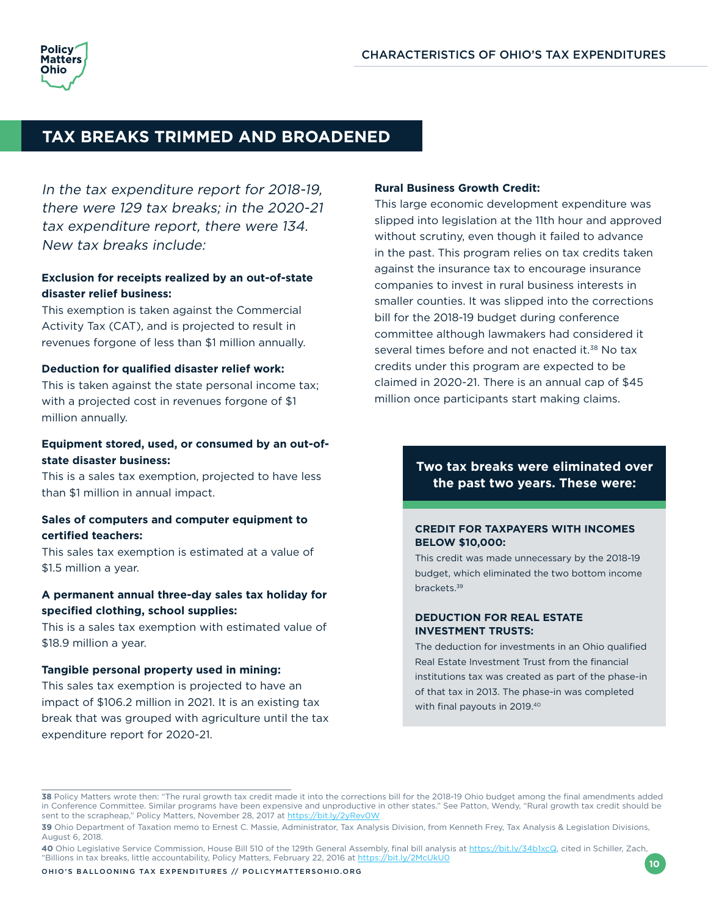## TAX BREAKS TRIMMED AND BROADENED

*In the tax expenditure report for 2018-19, there were 129 tax breaks; in the 2020-21 tax expenditure report, there were 134. New tax breaks include:*

**Exclusion for receipts realized by an out-of-state disaster relief business:**
This exemption is taken against the Commercial Activity Tax (CAT), and is projected to result in revenues forgone of less than $1 million annually.

**Deduction for qualified disaster relief work:**
This is taken against the state personal income tax; with a projected cost in revenues forgone of $1 million annually.

**Equipment stored, used, or consumed by an out-of-state disaster business:**
This is a sales tax exemption, projected to have less than $1 million in annual impact.

**Sales of computers and computer equipment to certified teachers:**
This sales tax exemption is estimated at a value of $1.5 million a year.

**A permanent annual three-day sales tax holiday for specified clothing, school supplies:**
This is a sales tax exemption with estimated value of $18.9 million a year.

**Tangible personal property used in mining:**
This sales tax exemption is projected to have an impact of $106.2 million in 2021. It is an existing tax break that was grouped with agriculture until the tax expenditure report for 2020-21.

**Rural Business Growth Credit:**
This large economic development expenditure was slipped into legislation at the 11th hour and approved without scrutiny, even though it failed to advance in the past. This program relies on tax credits taken against the insurance tax to encourage insurance companies to invest in rural business interests in smaller counties. It was slipped into the corrections bill for the 2018-19 budget during conference committee although lawmakers had considered it several times before and not enacted it.[38] No tax credits under this program are expected to be claimed in 2020-21. There is an annual cap of $45 million once participants start making claims.

**Two tax breaks were eliminated over the past two years. These were:**

**CREDIT FOR TAXPAYERS WITH INCOMES BELOW $10,000:**
This credit was made unnecessary by the 2018-19 budget, which eliminated the two bottom income brackets.[39]

**DEDUCTION FOR REAL ESTATE INVESTMENT TRUSTS:**
The deduction for investments in an Ohio qualified Real Estate Investment Trust from the financial institutions tax was created as part of the phase-in of that tax in 2013. The phase-in was completed with final payouts in 2019.[40]

---

**38** Policy Matters wrote then: "The rural growth tax credit made it into the corrections bill for the 2018-19 Ohio budget among the final amendments added in Conference Committee. Similar programs have been expensive and unproductive in other states." See Patton, Wendy, "Rural growth tax credit should be sent to the scrapheap," Policy Matters, November 28, 2017 at https://bit.ly/2yRevOW

**39** Ohio Department of Taxation memo to Ernest C. Massie, Administrator, Tax Analysis Division, from Kenneth Frey, Tax Analysis & Legislation Divisions, August 6, 2018.

**40** Ohio Legislative Service Commission, House Bill 510 of the 129th General Assembly, final bill analysis at https://bit.ly/34b1xcQ, cited in Schiller, Zach, "Billions in tax breaks, little accountability, Policy Matters, February 22, 2016 at https://bit.ly/2McUkU0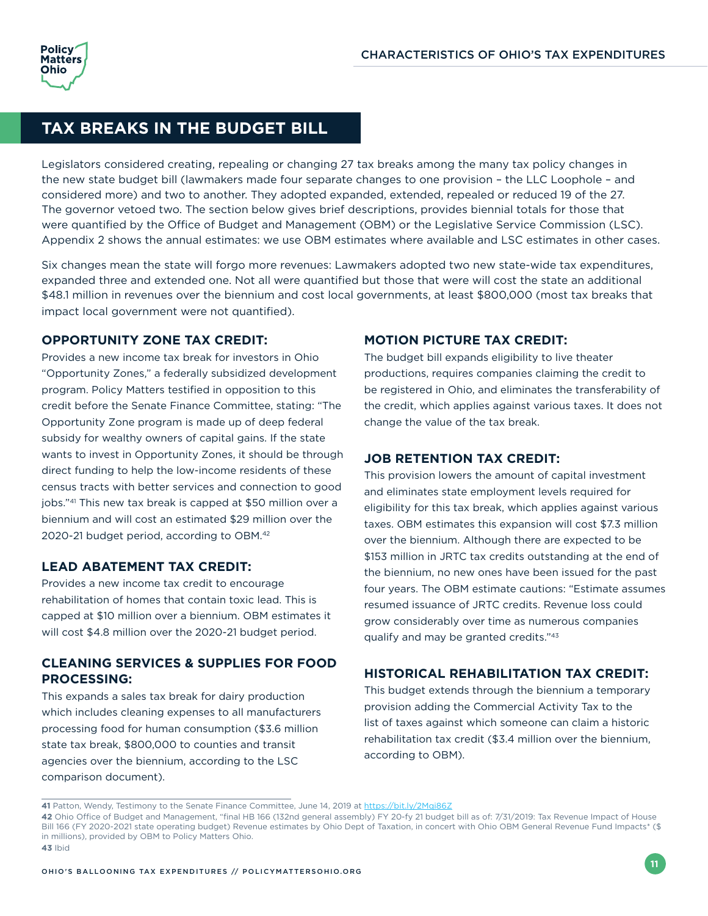## TAX BREAKS IN THE BUDGET BILL

Legislators considered creating, repealing or changing 27 tax breaks among the many tax policy changes in the new state budget bill (lawmakers made four separate changes to one provision – the LLC Loophole – and considered more) and two to another. They adopted expanded, extended, repealed or reduced 19 of the 27. The governor vetoed two. The section below gives brief descriptions, provides biennial totals for those that were quantified by the Office of Budget and Management (OBM) or the Legislative Service Commission (LSC). Appendix 2 shows the annual estimates: we use OBM estimates where available and LSC estimates in other cases.

Six changes mean the state will forgo more revenues: Lawmakers adopted two new state-wide tax expenditures, expanded three and extended one. Not all were quantified but those that were will cost the state an additional $48.1 million in revenues over the biennium and cost local governments, at least $800,000 (most tax breaks that impact local government were not quantified).

### OPPORTUNITY ZONE TAX CREDIT:

Provides a new income tax break for investors in Ohio "Opportunity Zones," a federally subsidized development program. Policy Matters testified in opposition to this credit before the Senate Finance Committee, stating: "The Opportunity Zone program is made up of deep federal subsidy for wealthy owners of capital gains. If the state wants to invest in Opportunity Zones, it should be through direct funding to help the low-income residents of these census tracts with better services and connection to good jobs."[41] This new tax break is capped at $50 million over a biennium and will cost an estimated $29 million over the 2020-21 budget period, according to OBM.[42]

### LEAD ABATEMENT TAX CREDIT:

Provides a new income tax credit to encourage rehabilitation of homes that contain toxic lead. This is capped at $10 million over a biennium. OBM estimates it will cost $4.8 million over the 2020-21 budget period.

### CLEANING SERVICES & SUPPLIES FOR FOOD PROCESSING:

This expands a sales tax break for dairy production which includes cleaning expenses to all manufacturers processing food for human consumption ($3.6 million state tax break, $800,000 to counties and transit agencies over the biennium, according to the LSC comparison document).

### MOTION PICTURE TAX CREDIT:

The budget bill expands eligibility to live theater productions, requires companies claiming the credit to be registered in Ohio, and eliminates the transferability of the credit, which applies against various taxes. It does not change the value of the tax break.

### JOB RETENTION TAX CREDIT:

This provision lowers the amount of capital investment and eliminates state employment levels required for eligibility for this tax break, which applies against various taxes. OBM estimates this expansion will cost $7.3 million over the biennium. Although there are expected to be $153 million in JRTC tax credits outstanding at the end of the biennium, no new ones have been issued for the past four years. The OBM estimate cautions: "Estimate assumes resumed issuance of JRTC credits. Revenue loss could grow considerably over time as numerous companies qualify and may be granted credits."[43]

### HISTORICAL REHABILITATION TAX CREDIT:

This budget extends through the biennium a temporary provision adding the Commercial Activity Tax to the list of taxes against which someone can claim a historic rehabilitation tax credit ($3.4 million over the biennium, according to OBM).

---

**41** Patton, Wendy, Testimony to the Senate Finance Committee, June 14, 2019 at https://bit.ly/2Mqi86Z

**42** Ohio Office of Budget and Management, "final HB 166 (132nd general assembly) FY 20-fy 21 budget bill as of: 7/31/2019: Tax Revenue Impact of House Bill 166 (FY 2020-2021 state operating budget) Revenue estimates by Ohio Dept of Taxation, in concert with Ohio OBM General Revenue Fund Impacts* ($ in millions), provided by OBM to Policy Matters Ohio.

**43** Ibid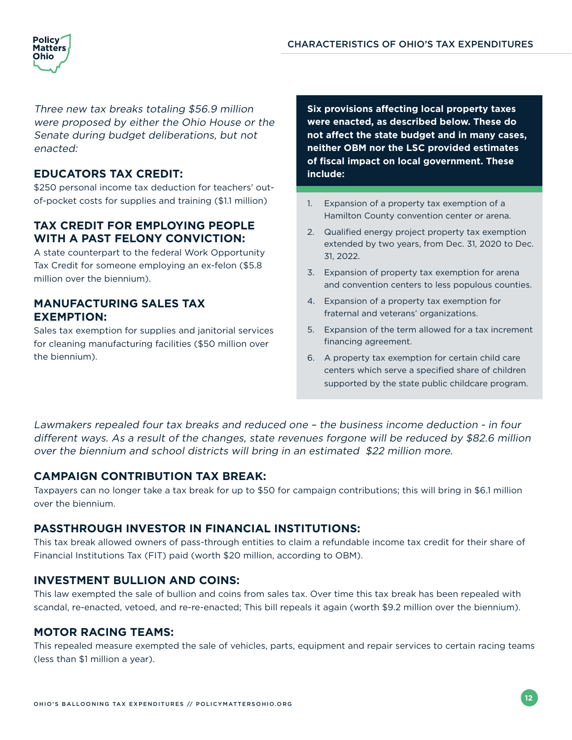*Three new tax breaks totaling $56.9 million were proposed by either the Ohio House or the Senate during budget deliberations, but not enacted:*

### EDUCATORS TAX CREDIT:

$250 personal income tax deduction for teachers' out-of-pocket costs for supplies and training ($1.1 million)

### TAX CREDIT FOR EMPLOYING PEOPLE WITH A PAST FELONY CONVICTION:

A state counterpart to the federal Work Opportunity Tax Credit for someone employing an ex-felon ($5.8 million over the biennium).

### MANUFACTURING SALES TAX EXEMPTION:

Sales tax exemption for supplies and janitorial services for cleaning manufacturing facilities ($50 million over the biennium).

**Six provisions affecting local property taxes were enacted, as described below. These do not affect the state budget and in many cases, neither OBM nor the LSC provided estimates of fiscal impact on local government. These include:**

1. Expansion of a property tax exemption of a Hamilton County convention center or arena.
2. Qualified energy project property tax exemption extended by two years, from Dec. 31, 2020 to Dec. 31, 2022.
3. Expansion of property tax exemption for arena and convention centers to less populous counties.
4. Expansion of a property tax exemption for fraternal and veterans' organizations.
5. Expansion of the term allowed for a tax increment financing agreement.
6. A property tax exemption for certain child care centers which serve a specified share of children supported by the state public childcare program.

*Lawmakers repealed four tax breaks and reduced one – the business income deduction - in four different ways. As a result of the changes, state revenues forgone will be reduced by $82.6 million over the biennium and school districts will bring in an estimated $22 million more.*

### CAMPAIGN CONTRIBUTION TAX BREAK:

Taxpayers can no longer take a tax break for up to $50 for campaign contributions; this will bring in $6.1 million over the biennium.

### PASSTHROUGH INVESTOR IN FINANCIAL INSTITUTIONS:

This tax break allowed owners of pass-through entities to claim a refundable income tax credit for their share of Financial Institutions Tax (FIT) paid (worth $20 million, according to OBM).

### INVESTMENT BULLION AND COINS:

This law exempted the sale of bullion and coins from sales tax. Over time this tax break has been repealed with scandal, re-enacted, vetoed, and re-re-enacted; This bill repeals it again (worth $9.2 million over the biennium).

### MOTOR RACING TEAMS:

This repealed measure exempted the sale of vehicles, parts, equipment and repair services to certain racing teams (less than $1 million a year).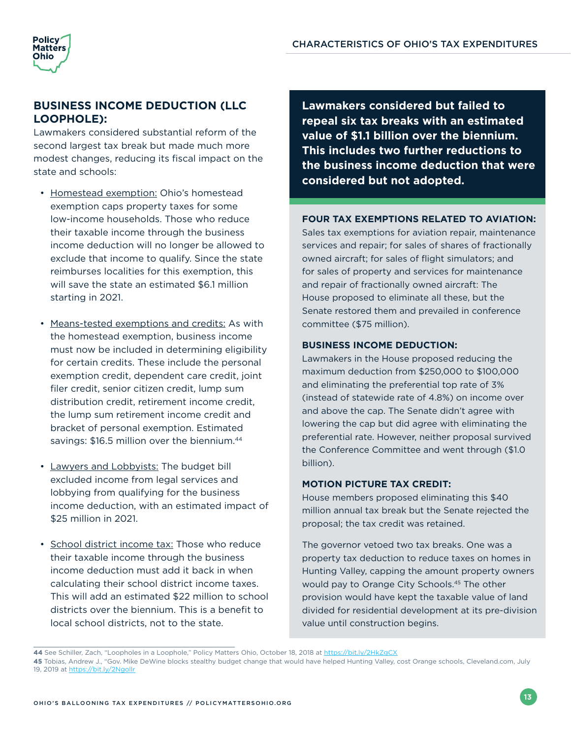## BUSINESS INCOME DEDUCTION (LLC LOOPHOLE):

Lawmakers considered substantial reform of the second largest tax break but made much more modest changes, reducing its fiscal impact on the state and schools:

- Homestead exemption: Ohio's homestead exemption caps property taxes for some low-income households. Those who reduce their taxable income through the business income deduction will no longer be allowed to exclude that income to qualify. Since the state reimburses localities for this exemption, this will save the state an estimated $6.1 million starting in 2021.
- Means-tested exemptions and credits: As with the homestead exemption, business income must now be included in determining eligibility for certain credits. These include the personal exemption credit, dependent care credit, joint filer credit, senior citizen credit, lump sum distribution credit, retirement income credit, the lump sum retirement income credit and bracket of personal exemption. Estimated savings: $16.5 million over the biennium.[44]
- Lawyers and Lobbyists: The budget bill excluded income from legal services and lobbying from qualifying for the business income deduction, with an estimated impact of $25 million in 2021.
- School district income tax: Those who reduce their taxable income through the business income deduction must add it back in when calculating their school district income taxes. This will add an estimated $22 million to school districts over the biennium. This is a benefit to local school districts, not to the state.

**Lawmakers considered but failed to repeal six tax breaks with an estimated value of $1.1 billion over the biennium. This includes two further reductions to the business income deduction that were considered but not adopted.**

### FOUR TAX EXEMPTIONS RELATED TO AVIATION:

Sales tax exemptions for aviation repair, maintenance services and repair; for sales of shares of fractionally owned aircraft; for sales of flight simulators; and for sales of property and services for maintenance and repair of fractionally owned aircraft: The House proposed to eliminate all these, but the Senate restored them and prevailed in conference committee ($75 million).

### BUSINESS INCOME DEDUCTION:

Lawmakers in the House proposed reducing the maximum deduction from $250,000 to $100,000 and eliminating the preferential top rate of 3% (instead of statewide rate of 4.8%) on income over and above the cap. The Senate didn't agree with lowering the cap but did agree with eliminating the preferential rate. However, neither proposal survived the Conference Committee and went through ($1.0 billion).

### MOTION PICTURE TAX CREDIT:

House members proposed eliminating this $40 million annual tax break but the Senate rejected the proposal; the tax credit was retained.

The governor vetoed two tax breaks. One was a property tax deduction to reduce taxes on homes in Hunting Valley, capping the amount property owners would pay to Orange City Schools.[45] The other provision would have kept the taxable value of land divided for residential development at its pre-division value until construction begins.

---

44 See Schiller, Zach, "Loopholes in a Loophole," Policy Matters Ohio, October 18, 2018 at https://bit.ly/2HkZqCX

45 Tobias, Andrew J., "Gov. Mike DeWine blocks stealthy budget change that would have helped Hunting Valley, cost Orange schools, Cleveland.com, July 19, 2019 at https://bit.ly/2Ngollr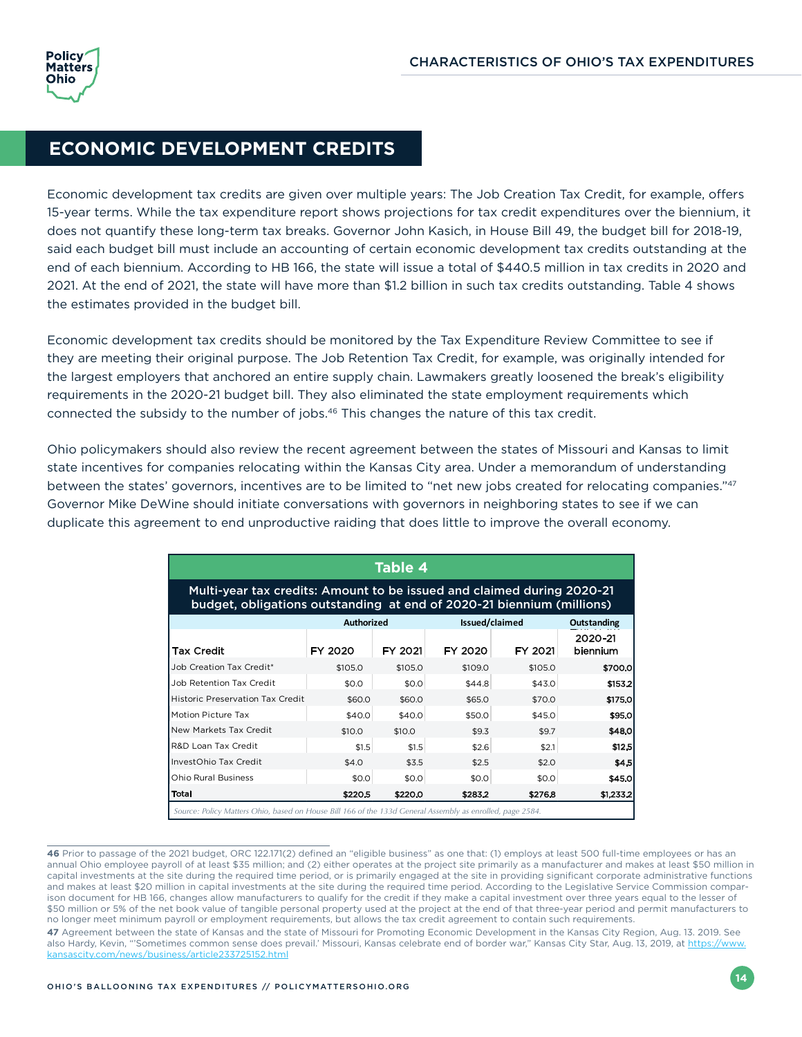## ECONOMIC DEVELOPMENT CREDITS

Economic development tax credits are given over multiple years: The Job Creation Tax Credit, for example, offers 15-year terms. While the tax expenditure report shows projections for tax credit expenditures over the biennium, it does not quantify these long-term tax breaks. Governor John Kasich, in House Bill 49, the budget bill for 2018-19, said each budget bill must include an accounting of certain economic development tax credits outstanding at the end of each biennium. According to HB 166, the state will issue a total of $440.5 million in tax credits in 2020 and 2021. At the end of 2021, the state will have more than $1.2 billion in such tax credits outstanding. Table 4 shows the estimates provided in the budget bill.

Economic development tax credits should be monitored by the Tax Expenditure Review Committee to see if they are meeting their original purpose. The Job Retention Tax Credit, for example, was originally intended for the largest employers that anchored an entire supply chain. Lawmakers greatly loosened the break's eligibility requirements in the 2020-21 budget bill. They also eliminated the state employment requirements which connected the subsidy to the number of jobs.[46] This changes the nature of this tax credit.

Ohio policymakers should also review the recent agreement between the states of Missouri and Kansas to limit state incentives for companies relocating within the Kansas City area. Under a memorandum of understanding between the states' governors, incentives are to be limited to "net new jobs created for relocating companies."[47] Governor Mike DeWine should initiate conversations with governors in neighboring states to see if we can duplicate this agreement to end unproductive raiding that does little to improve the overall economy.

**Table 4**

**Multi-year tax credits: Amount to be issued and claimed during 2020-21 budget, obligations outstanding at end of 2020-21 biennium (millions)**

| | Authorized | | Issued/claimed | | Outstanding |
|---|---|---|---|---|---|
| Tax Credit | FY 2020 | FY 2021 | FY 2020 | FY 2021 | 2020-21 biennium |
| Job Creation Tax Credit* | $105.0 | $105.0 | $109.0 | $105.0 | $700.0 |
| Job Retention Tax Credit | $0.0 | $0.0 | $44.8 | $43.0 | $153.2 |
| Historic Preservation Tax Credit | $60.0 | $60.0 | $65.0 | $70.0 | $175.0 |
| Motion Picture Tax | $40.0 | $40.0 | $50.0 | $45.0 | $95.0 |
| New Markets Tax Credit | $10.0 | $10.0 | $9.3 | $9.7 | $48.0 |
| R&D Loan Tax Credit | $1.5 | $1.5 | $2.6 | $2.1 | $12.5 |
| InvestOhio Tax Credit | $4.0 | $3.5 | $2.5 | $2.0 | $4.5 |
| Ohio Rural Business | $0.0 | $0.0 | $0.0 | $0.0 | $45.0 |
| **Total** | **$220.5** | **$220.0** | **$283.2** | **$276.8** | **$1,233.2** |

*Source: Policy Matters Ohio, based on House Bill 166 of the 133d General Assembly as enrolled, page 2584.*

---

**46** Prior to passage of the 2021 budget, ORC 122.171(2) defined an "eligible business" as one that: (1) employs at least 500 full-time employees or has an annual Ohio employee payroll of at least $35 million; and (2) either operates at the project site primarily as a manufacturer and makes at least $50 million in capital investments at the site during the required time period, or is primarily engaged at the site in providing significant corporate administrative functions and makes at least $20 million in capital investments at the site during the required time period. According to the Legislative Service Commission comparison document for HB 166, changes allow manufacturers to qualify for the credit if they make a capital investment over three years equal to the lesser of $50 million or 5% of the net book value of tangible personal property used at the project at the end of that three-year period and permit manufacturers to no longer meet minimum payroll or employment requirements, but allows the tax credit agreement to contain such requirements.

**47** Agreement between the state of Kansas and the state of Missouri for Promoting Economic Development in the Kansas City Region, Aug. 13. 2019. See also Hardy, Kevin, "'Sometimes common sense does prevail.' Missouri, Kansas celebrate end of border war," Kansas City Star, Aug. 13, 2019, at https://www.kansascity.com/news/business/article233725152.html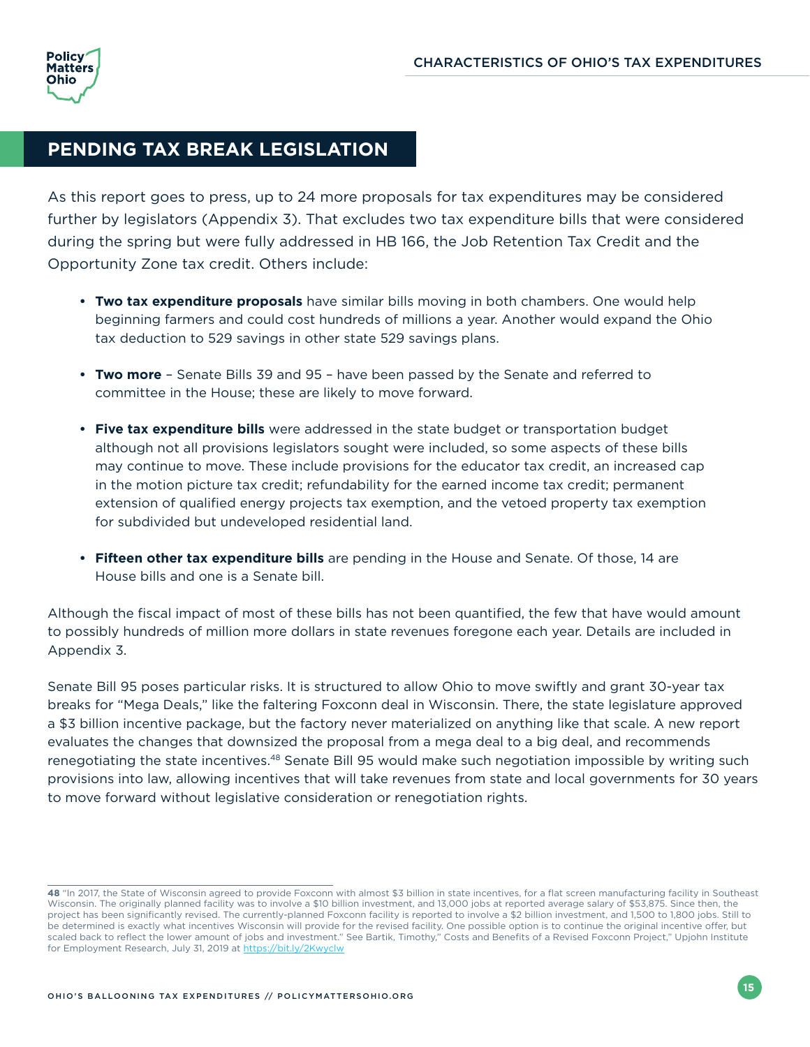## PENDING TAX BREAK LEGISLATION

As this report goes to press, up to 24 more proposals for tax expenditures may be considered further by legislators (Appendix 3). That excludes two tax expenditure bills that were considered during the spring but were fully addressed in HB 166, the Job Retention Tax Credit and the Opportunity Zone tax credit. Others include:

- **Two tax expenditure proposals** have similar bills moving in both chambers. One would help beginning farmers and could cost hundreds of millions a year. Another would expand the Ohio tax deduction to 529 savings in other state 529 savings plans.
- **Two more** – Senate Bills 39 and 95 – have been passed by the Senate and referred to committee in the House; these are likely to move forward.
- **Five tax expenditure bills** were addressed in the state budget or transportation budget although not all provisions legislators sought were included, so some aspects of these bills may continue to move. These include provisions for the educator tax credit, an increased cap in the motion picture tax credit; refundability for the earned income tax credit; permanent extension of qualified energy projects tax exemption, and the vetoed property tax exemption for subdivided but undeveloped residential land.
- **Fifteen other tax expenditure bills** are pending in the House and Senate. Of those, 14 are House bills and one is a Senate bill.

Although the fiscal impact of most of these bills has not been quantified, the few that have would amount to possibly hundreds of million more dollars in state revenues foregone each year. Details are included in Appendix 3.

Senate Bill 95 poses particular risks. It is structured to allow Ohio to move swiftly and grant 30-year tax breaks for "Mega Deals," like the faltering Foxconn deal in Wisconsin. There, the state legislature approved a $3 billion incentive package, but the factory never materialized on anything like that scale. A new report evaluates the changes that downsized the proposal from a mega deal to a big deal, and recommends renegotiating the state incentives.[48] Senate Bill 95 would make such negotiation impossible by writing such provisions into law, allowing incentives that will take revenues from state and local governments for 30 years to move forward without legislative consideration or renegotiation rights.

---

48 "In 2017, the State of Wisconsin agreed to provide Foxconn with almost $3 billion in state incentives, for a flat screen manufacturing facility in Southeast Wisconsin. The originally planned facility was to involve a $10 billion investment, and 13,000 jobs at reported average salary of $53,875. Since then, the project has been significantly revised. The currently-planned Foxconn facility is reported to involve a $2 billion investment, and 1,500 to 1,800 jobs. Still to be determined is exactly what incentives Wisconsin will provide for the revised facility. One possible option is to continue the original incentive offer, but scaled back to reflect the lower amount of jobs and investment." See Bartik, Timothy," Costs and Benefits of a Revised Foxconn Project," Upjohn Institute for Employment Research, July 31, 2019 at https://bit.ly/2Kwyclw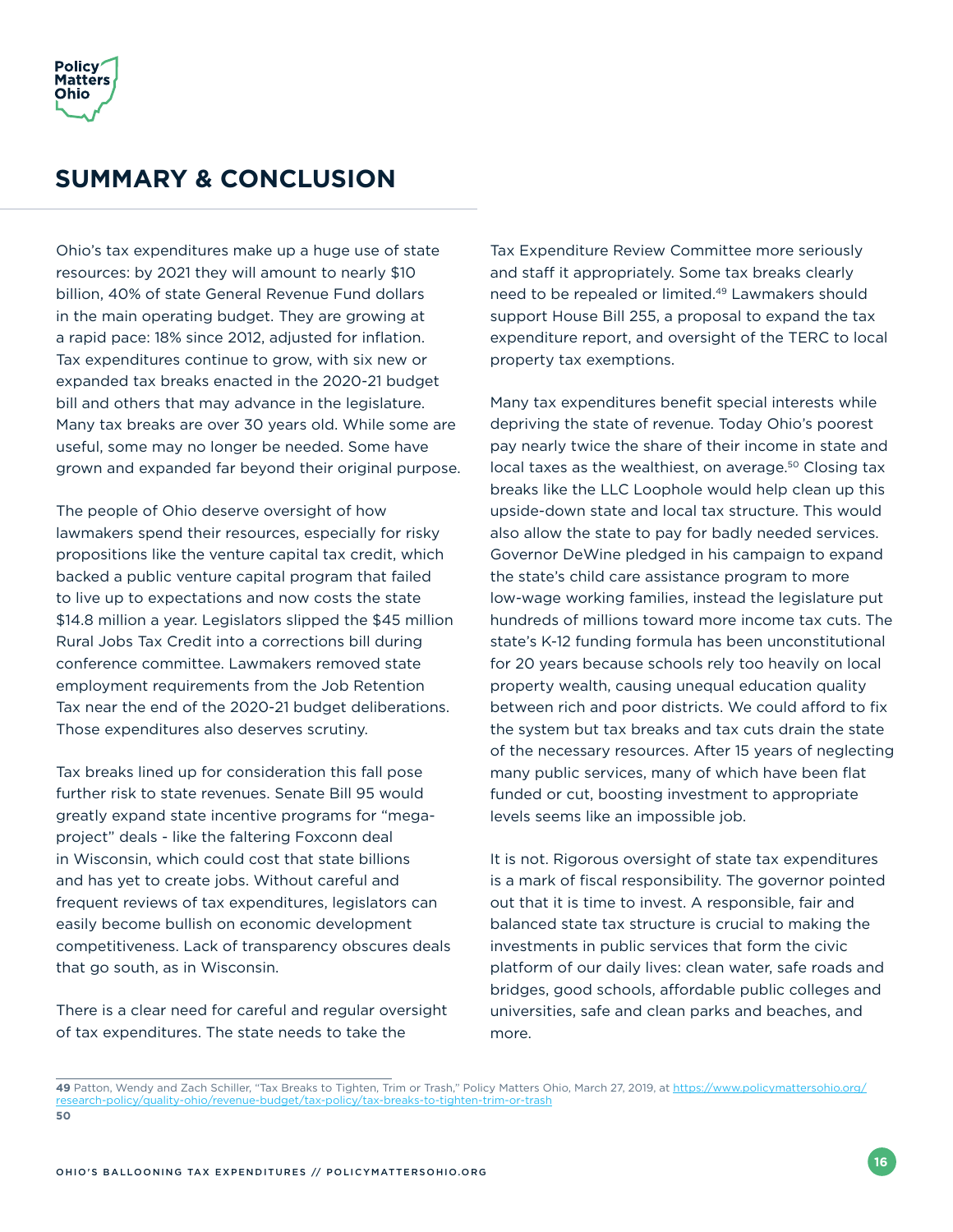## SUMMARY & CONCLUSION

Ohio's tax expenditures make up a huge use of state resources: by 2021 they will amount to nearly $10 billion, 40% of state General Revenue Fund dollars in the main operating budget. They are growing at a rapid pace: 18% since 2012, adjusted for inflation. Tax expenditures continue to grow, with six new or expanded tax breaks enacted in the 2020-21 budget bill and others that may advance in the legislature. Many tax breaks are over 30 years old. While some are useful, some may no longer be needed. Some have grown and expanded far beyond their original purpose.

The people of Ohio deserve oversight of how lawmakers spend their resources, especially for risky propositions like the venture capital tax credit, which backed a public venture capital program that failed to live up to expectations and now costs the state $14.8 million a year. Legislators slipped the $45 million Rural Jobs Tax Credit into a corrections bill during conference committee. Lawmakers removed state employment requirements from the Job Retention Tax near the end of the 2020-21 budget deliberations. Those expenditures also deserves scrutiny.

Tax breaks lined up for consideration this fall pose further risk to state revenues. Senate Bill 95 would greatly expand state incentive programs for "mega-project" deals - like the faltering Foxconn deal in Wisconsin, which could cost that state billions and has yet to create jobs. Without careful and frequent reviews of tax expenditures, legislators can easily become bullish on economic development competitiveness. Lack of transparency obscures deals that go south, as in Wisconsin.

There is a clear need for careful and regular oversight of tax expenditures. The state needs to take the Tax Expenditure Review Committee more seriously and staff it appropriately. Some tax breaks clearly need to be repealed or limited.[49] Lawmakers should support House Bill 255, a proposal to expand the tax expenditure report, and oversight of the TERC to local property tax exemptions.

Many tax expenditures benefit special interests while depriving the state of revenue. Today Ohio's poorest pay nearly twice the share of their income in state and local taxes as the wealthiest, on average.[50] Closing tax breaks like the LLC Loophole would help clean up this upside-down state and local tax structure. This would also allow the state to pay for badly needed services. Governor DeWine pledged in his campaign to expand the state's child care assistance program to more low-wage working families, instead the legislature put hundreds of millions toward more income tax cuts. The state's K-12 funding formula has been unconstitutional for 20 years because schools rely too heavily on local property wealth, causing unequal education quality between rich and poor districts. We could afford to fix the system but tax breaks and tax cuts drain the state of the necessary resources. After 15 years of neglecting many public services, many of which have been flat funded or cut, boosting investment to appropriate levels seems like an impossible job.

It is not. Rigorous oversight of state tax expenditures is a mark of fiscal responsibility. The governor pointed out that it is time to invest. A responsible, fair and balanced state tax structure is crucial to making the investments in public services that form the civic platform of our daily lives: clean water, safe roads and bridges, good schools, affordable public colleges and universities, safe and clean parks and beaches, and more.

---

**49** Patton, Wendy and Zach Schiller, "Tax Breaks to Tighten, Trim or Trash," Policy Matters Ohio, March 27, 2019, at https://www.policymattersohio.org/research-policy/quality-ohio/revenue-budget/tax-policy/tax-breaks-to-tighten-trim-or-trash

**50**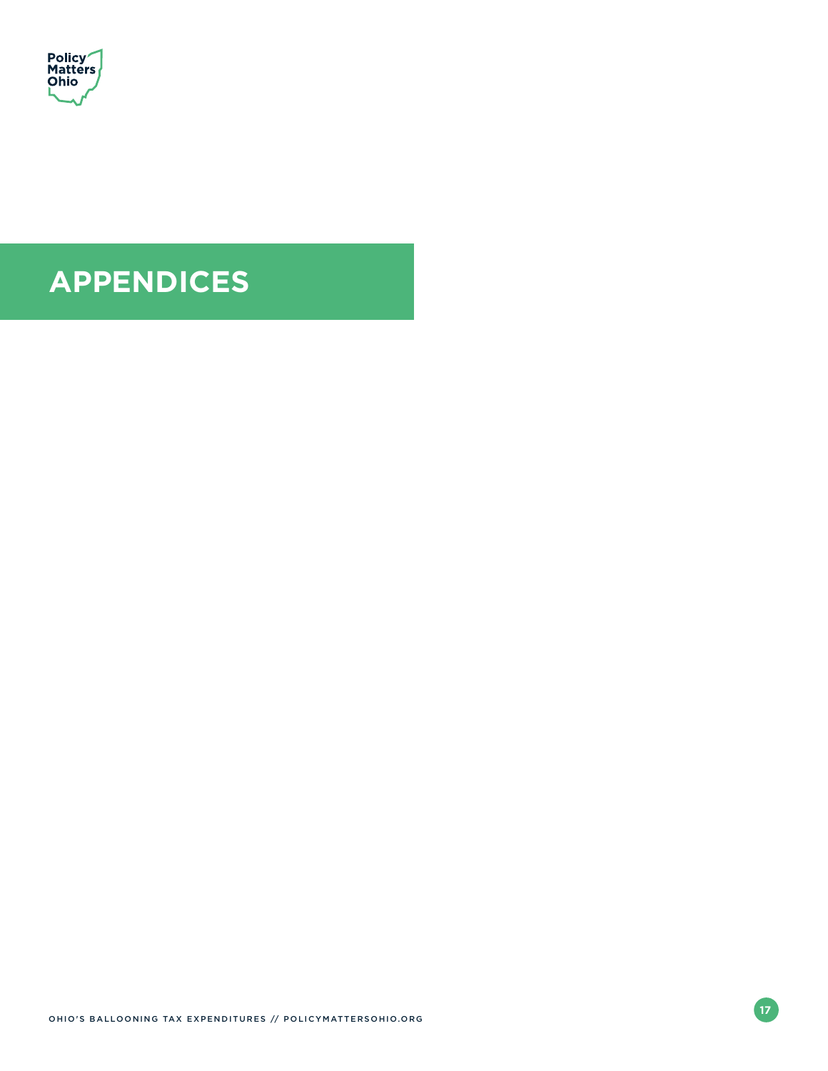# APPENDICES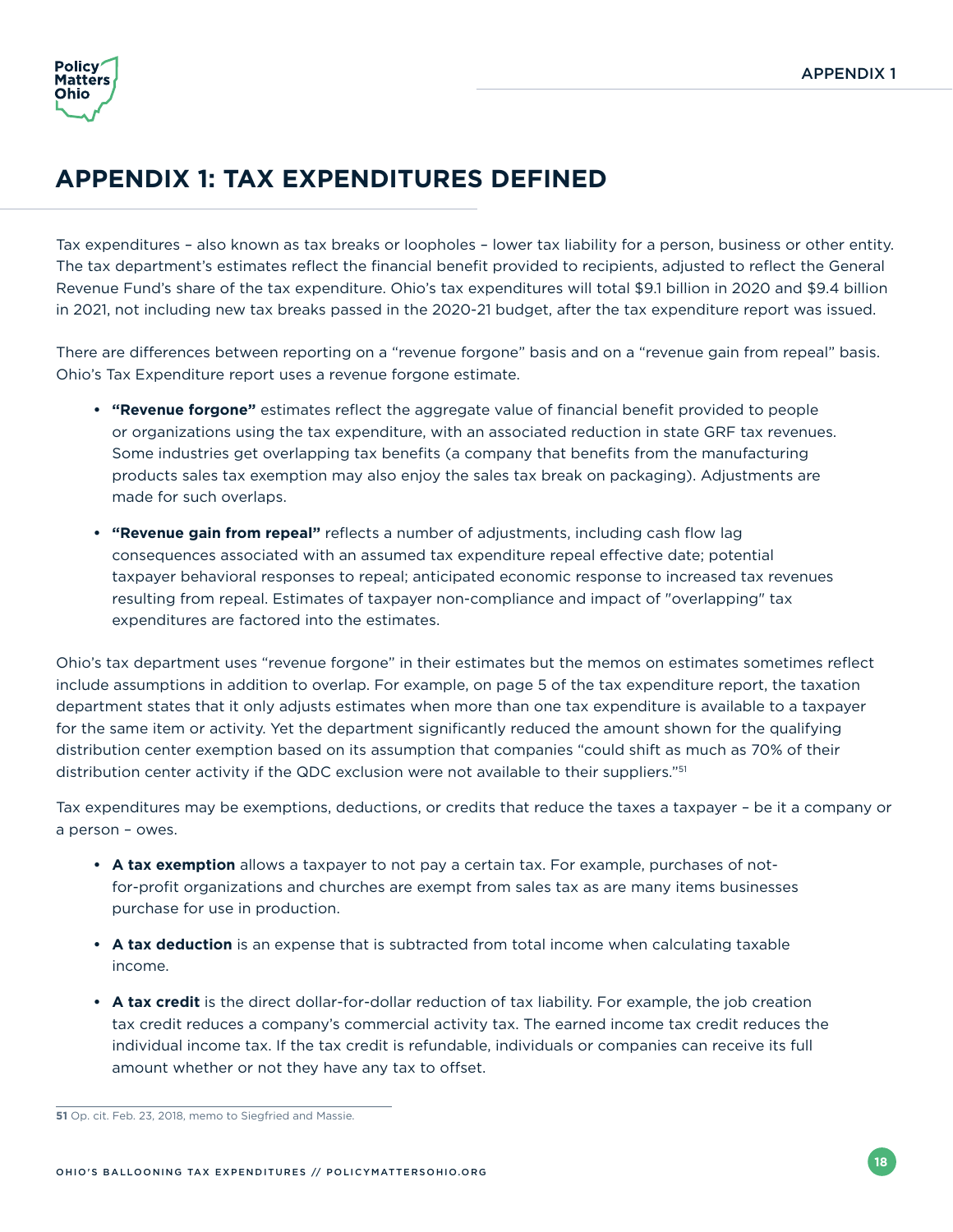# APPENDIX 1: TAX EXPENDITURES DEFINED

Tax expenditures – also known as tax breaks or loopholes – lower tax liability for a person, business or other entity. The tax department's estimates reflect the financial benefit provided to recipients, adjusted to reflect the General Revenue Fund's share of the tax expenditure. Ohio's tax expenditures will total $9.1 billion in 2020 and $9.4 billion in 2021, not including new tax breaks passed in the 2020-21 budget, after the tax expenditure report was issued.

There are differences between reporting on a "revenue forgone" basis and on a "revenue gain from repeal" basis. Ohio's Tax Expenditure report uses a revenue forgone estimate.

- **"Revenue forgone"** estimates reflect the aggregate value of financial benefit provided to people or organizations using the tax expenditure, with an associated reduction in state GRF tax revenues. Some industries get overlapping tax benefits (a company that benefits from the manufacturing products sales tax exemption may also enjoy the sales tax break on packaging). Adjustments are made for such overlaps.
- **"Revenue gain from repeal"** reflects a number of adjustments, including cash flow lag consequences associated with an assumed tax expenditure repeal effective date; potential taxpayer behavioral responses to repeal; anticipated economic response to increased tax revenues resulting from repeal. Estimates of taxpayer non-compliance and impact of "overlapping" tax expenditures are factored into the estimates.

Ohio's tax department uses "revenue forgone" in their estimates but the memos on estimates sometimes reflect include assumptions in addition to overlap. For example, on page 5 of the tax expenditure report, the taxation department states that it only adjusts estimates when more than one tax expenditure is available to a taxpayer for the same item or activity. Yet the department significantly reduced the amount shown for the qualifying distribution center exemption based on its assumption that companies "could shift as much as 70% of their distribution center activity if the QDC exclusion were not available to their suppliers."[51]

Tax expenditures may be exemptions, deductions, or credits that reduce the taxes a taxpayer – be it a company or a person – owes.

- **A tax exemption** allows a taxpayer to not pay a certain tax. For example, purchases of not-for-profit organizations and churches are exempt from sales tax as are many items businesses purchase for use in production.
- **A tax deduction** is an expense that is subtracted from total income when calculating taxable income.
- **A tax credit** is the direct dollar-for-dollar reduction of tax liability. For example, the job creation tax credit reduces a company's commercial activity tax. The earned income tax credit reduces the individual income tax. If the tax credit is refundable, individuals or companies can receive its full amount whether or not they have any tax to offset.

---

**51** Op. cit. Feb. 23, 2018, memo to Siegfried and Massie.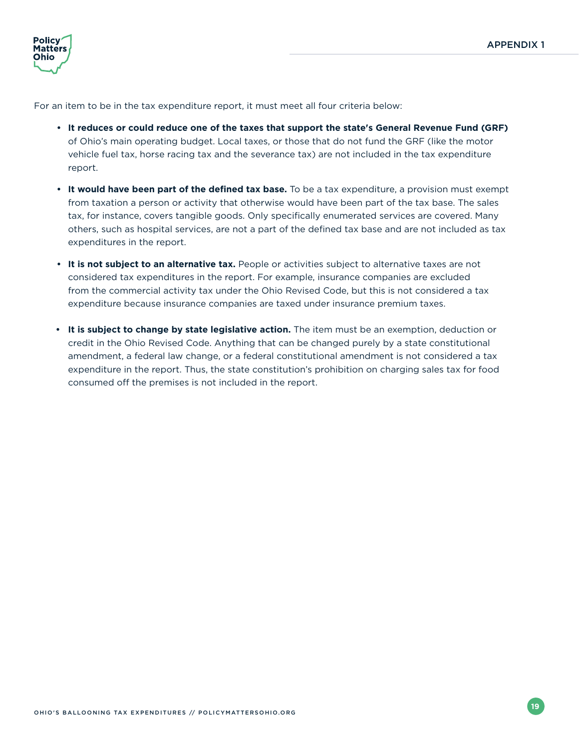For an item to be in the tax expenditure report, it must meet all four criteria below:

- **It reduces or could reduce one of the taxes that support the state's General Revenue Fund (GRF)** of Ohio's main operating budget. Local taxes, or those that do not fund the GRF (like the motor vehicle fuel tax, horse racing tax and the severance tax) are not included in the tax expenditure report.
- **It would have been part of the defined tax base.** To be a tax expenditure, a provision must exempt from taxation a person or activity that otherwise would have been part of the tax base. The sales tax, for instance, covers tangible goods. Only specifically enumerated services are covered. Many others, such as hospital services, are not a part of the defined tax base and are not included as tax expenditures in the report.
- **It is not subject to an alternative tax.** People or activities subject to alternative taxes are not considered tax expenditures in the report. For example, insurance companies are excluded from the commercial activity tax under the Ohio Revised Code, but this is not considered a tax expenditure because insurance companies are taxed under insurance premium taxes.
- **It is subject to change by state legislative action.** The item must be an exemption, deduction or credit in the Ohio Revised Code. Anything that can be changed purely by a state constitutional amendment, a federal law change, or a federal constitutional amendment is not considered a tax expenditure in the report. Thus, the state constitution's prohibition on charging sales tax for food consumed off the premises is not included in the report.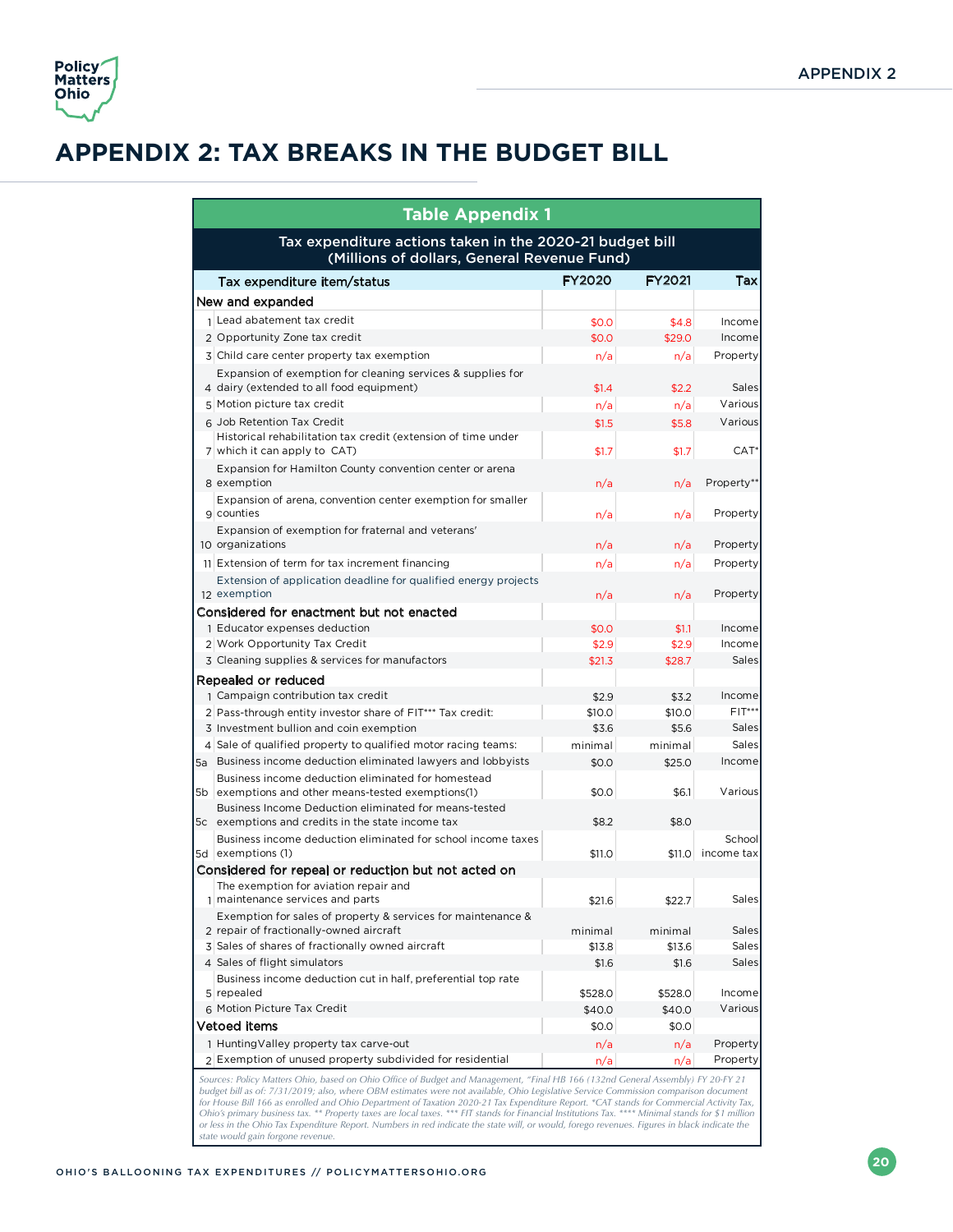# APPENDIX 2: TAX BREAKS IN THE BUDGET BILL

**Table Appendix 1**

**Tax expenditure actions taken in the 2020-21 budget bill (Millions of dollars, General Revenue Fund)**

| | Tax expenditure item/status | FY2020 | FY2021 | Tax |
|---|---|---|---|---|
| **New and expanded** | | | | |
| 1 | Lead abatement tax credit | $0.0 | $4.8 | Income |
| 2 | Opportunity Zone tax credit | $0.0 | $29.0 | Income |
| 3 | Child care center property tax exemption | n/a | n/a | Property |
| 4 | Expansion of exemption for cleaning services & supplies for dairy (extended to all food equipment) | $1.4 | $2.2 | Sales |
| 5 | Motion picture tax credit | n/a | n/a | Various |
| 6 | Job Retention Tax Credit | $1.5 | $5.8 | Various |
| 7 | Historical rehabilitation tax credit (extension of time under which it can apply to CAT) | $1.7 | $1.7 | CAT* |
| 8 | Expansion for Hamilton County convention center or arena exemption | n/a | n/a | Property** |
| 9 | Expansion of arena, convention center exemption for smaller counties | n/a | n/a | Property |
| 10 | Expansion of exemption for fraternal and veterans' organizations | n/a | n/a | Property |
| 11 | Extension of term for tax increment financing | n/a | n/a | Property |
| 12 | Extension of application deadline for qualified energy projects exemption | n/a | n/a | Property |
| **Considered for enactment but not enacted** | | | | |
| 1 | Educator expenses deduction | $0.0 | $1.1 | Income |
| 2 | Work Opportunity Tax Credit | $2.9 | $2.9 | Income |
| 3 | Cleaning supplies & services for manufactors | $21.3 | $28.7 | Sales |
| **Repealed or reduced** | | | | |
| 1 | Campaign contribution tax credit | $2.9 | $3.2 | Income |
| 2 | Pass-through entity investor share of FIT*** Tax credit: | $10.0 | $10.0 | FIT*** |
| 3 | Investment bullion and coin exemption | $3.6 | $5.6 | Sales |
| 4 | Sale of qualified property to qualified motor racing teams: | minimal | minimal | Sales |
| 5a | Business income deduction eliminated lawyers and lobbyists | $0.0 | $25.0 | Income |
| 5b | Business income deduction eliminated for homestead exemptions and other means-tested exemptions(1) | $0.0 | $6.1 | Various |
| 5c | Business Income Deduction eliminated for means-tested exemptions and credits in the state income tax | $8.2 | $8.0 | |
| 5d | Business income deduction eliminated for school income taxes exemptions (1) | $11.0 | $11.0 | School income tax |
| **Considered for repeal or reduction but not acted on** | | | | |
| 1 | The exemption for aviation repair and maintenance services and parts | $21.6 | $22.7 | Sales |
| 2 | Exemption for sales of property & services for maintenance & repair of fractionally-owned aircraft | minimal | minimal | Sales |
| 3 | Sales of shares of fractionally owned aircraft | $13.8 | $13.6 | Sales |
| 4 | Sales of flight simulators | $1.6 | $1.6 | Sales |
| 5 | Business income deduction cut in half, preferential top rate repealed | $528.0 | $528.0 | Income |
| 6 | Motion Picture Tax Credit | $40.0 | $40.0 | Various |
| **Vetoed items** | | $0.0 | $0.0 | |
| 1 | HuntingValley property tax carve-out | n/a | n/a | Property |
| 2 | Exemption of unused property subdivided for residential | n/a | n/a | Property |

*Sources: Policy Matters Ohio, based on Ohio Office of Budget and Management, "Final HB 166 (132nd General Assembly) FY 20-FY 21 budget bill as of: 7/31/2019; also, where OBM estimates were not available, Ohio Legislative Service Commission comparison document for House Bill 166 as enrolled and Ohio Department of Taxation 2020-21 Tax Expenditure Report. *CAT stands for Commercial Activity Tax, Ohio's primary business tax. ** Property taxes are local taxes. *** FIT stands for Financial Institutions Tax. **** Minimal stands for $1 million or less in the Ohio Tax Expenditure Report. Numbers in red indicate the state will, or would, forego revenues. Figures in black indicate the state would gain forgone revenue.*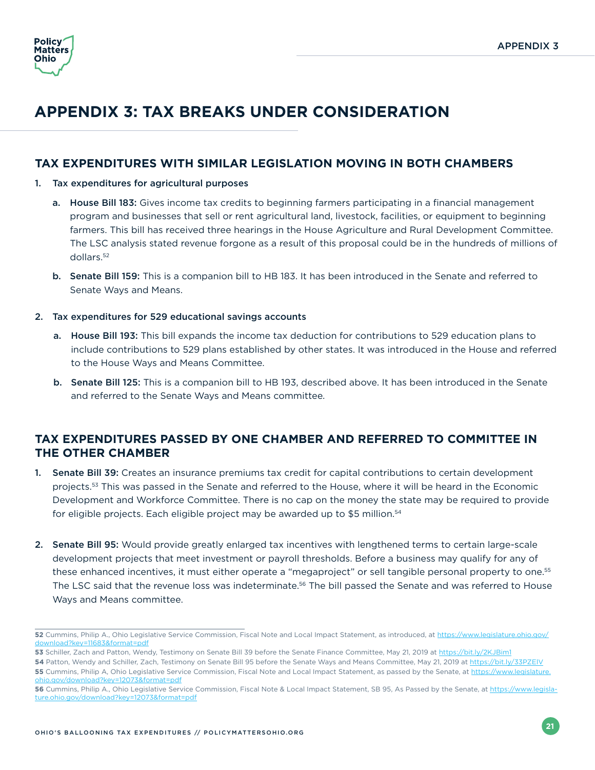# APPENDIX 3: TAX BREAKS UNDER CONSIDERATION

## TAX EXPENDITURES WITH SIMILAR LEGISLATION MOVING IN BOTH CHAMBERS

1. Tax expenditures for agricultural purposes
   a. **House Bill 183:** Gives income tax credits to beginning farmers participating in a financial management program and businesses that sell or rent agricultural land, livestock, facilities, or equipment to beginning farmers. This bill has received three hearings in the House Agriculture and Rural Development Committee. The LSC analysis stated revenue forgone as a result of this proposal could be in the hundreds of millions of dollars.[52]
   b. **Senate Bill 159:** This is a companion bill to HB 183. It has been introduced in the Senate and referred to Senate Ways and Means.
2. Tax expenditures for 529 educational savings accounts
   a. **House Bill 193:** This bill expands the income tax deduction for contributions to 529 education plans to include contributions to 529 plans established by other states. It was introduced in the House and referred to the House Ways and Means Committee.
   b. **Senate Bill 125:** This is a companion bill to HB 193, described above. It has been introduced in the Senate and referred to the Senate Ways and Means committee.

## TAX EXPENDITURES PASSED BY ONE CHAMBER AND REFERRED TO COMMITTEE IN THE OTHER CHAMBER

1. **Senate Bill 39:** Creates an insurance premiums tax credit for capital contributions to certain development projects.[53] This was passed in the Senate and referred to the House, where it will be heard in the Economic Development and Workforce Committee. There is no cap on the money the state may be required to provide for eligible projects. Each eligible project may be awarded up to $5 million.[54]
2. **Senate Bill 95:** Would provide greatly enlarged tax incentives with lengthened terms to certain large-scale development projects that meet investment or payroll thresholds. Before a business may qualify for any of these enhanced incentives, it must either operate a "megaproject" or sell tangible personal property to one.[55] The LSC said that the revenue loss was indeterminate.[56] The bill passed the Senate and was referred to House Ways and Means committee.

---

**52** Cummins, Philip A., Ohio Legislative Service Commission, Fiscal Note and Local Impact Statement, as introduced, at https://www.legislature.ohio.gov/download?key=11683&format=pdf

**53** Schiller, Zach and Patton, Wendy, Testimony on Senate Bill 39 before the Senate Finance Committee, May 21, 2019 at https://bit.ly/2KJBim1

**54** Patton, Wendy and Schiller, Zach, Testimony on Senate Bill 95 before the Senate Ways and Means Committee, May 21, 2019 at https://bit.ly/33PZEIV

**55** Cummins, Philip A, Ohio Legislative Service Commission, Fiscal Note and Local Impact Statement, as passed by the Senate, at https://www.legislature.ohio.gov/download?key=12073&format=pdf

**56** Cummins, Philip A., Ohio Legislative Service Commission, Fiscal Note & Local Impact Statement, SB 95, As Passed by the Senate, at https://www.legislature.ohio.gov/download?key=12073&format=pdf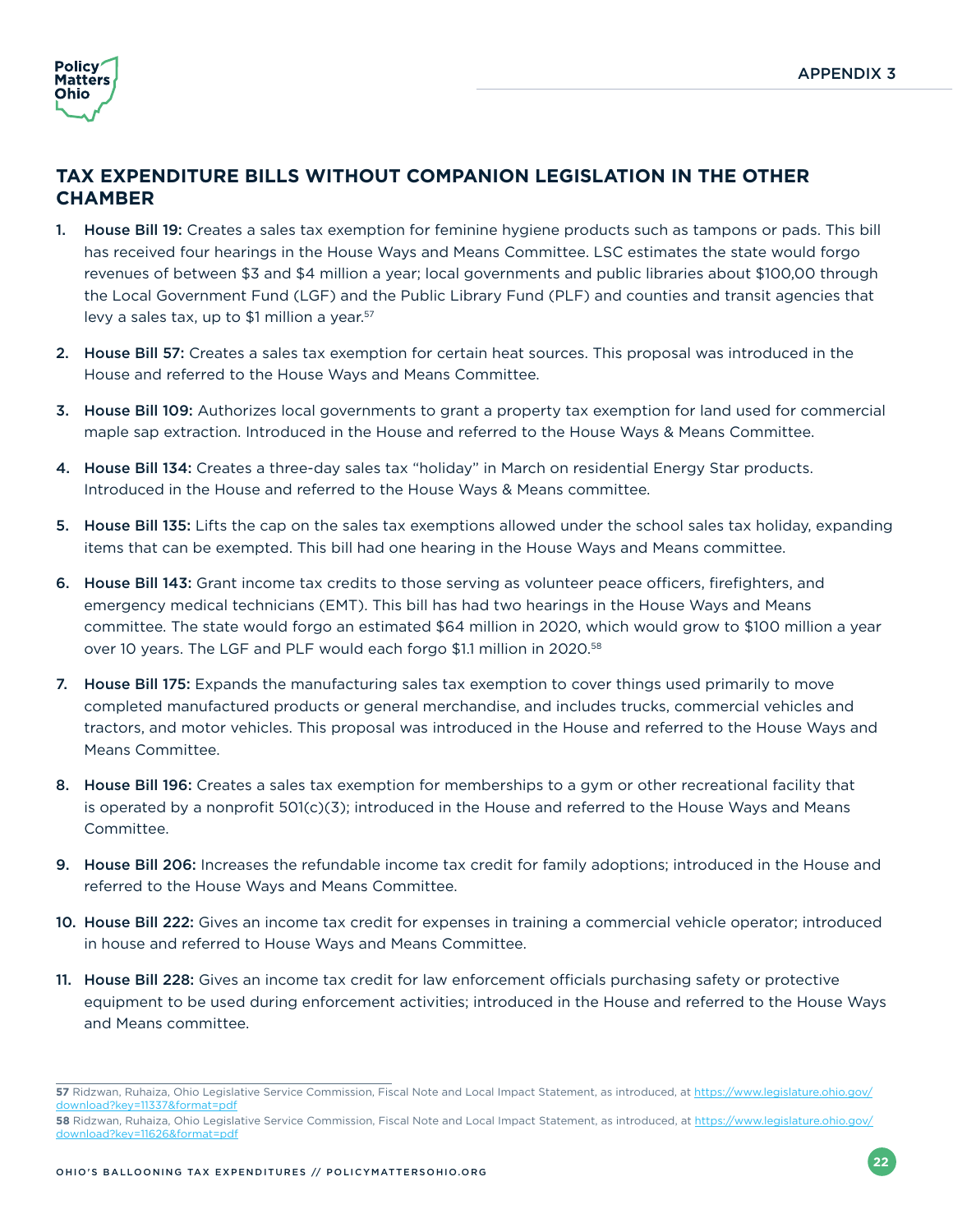## TAX EXPENDITURE BILLS WITHOUT COMPANION LEGISLATION IN THE OTHER CHAMBER

1. **House Bill 19:** Creates a sales tax exemption for feminine hygiene products such as tampons or pads. This bill has received four hearings in the House Ways and Means Committee. LSC estimates the state would forgo revenues of between $3 and $4 million a year; local governments and public libraries about $100,00 through the Local Government Fund (LGF) and the Public Library Fund (PLF) and counties and transit agencies that levy a sales tax, up to $1 million a year.[57]

2. **House Bill 57:** Creates a sales tax exemption for certain heat sources. This proposal was introduced in the House and referred to the House Ways and Means Committee.

3. **House Bill 109:** Authorizes local governments to grant a property tax exemption for land used for commercial maple sap extraction. Introduced in the House and referred to the House Ways & Means Committee.

4. **House Bill 134:** Creates a three-day sales tax "holiday" in March on residential Energy Star products. Introduced in the House and referred to the House Ways & Means committee.

5. **House Bill 135:** Lifts the cap on the sales tax exemptions allowed under the school sales tax holiday, expanding items that can be exempted. This bill had one hearing in the House Ways and Means committee.

6. **House Bill 143:** Grant income tax credits to those serving as volunteer peace officers, firefighters, and emergency medical technicians (EMT). This bill has had two hearings in the House Ways and Means committee. The state would forgo an estimated $64 million in 2020, which would grow to $100 million a year over 10 years. The LGF and PLF would each forgo $1.1 million in 2020.[58]

7. **House Bill 175:** Expands the manufacturing sales tax exemption to cover things used primarily to move completed manufactured products or general merchandise, and includes trucks, commercial vehicles and tractors, and motor vehicles. This proposal was introduced in the House and referred to the House Ways and Means Committee.

8. **House Bill 196:** Creates a sales tax exemption for memberships to a gym or other recreational facility that is operated by a nonprofit 501(c)(3); introduced in the House and referred to the House Ways and Means Committee.

9. **House Bill 206:** Increases the refundable income tax credit for family adoptions; introduced in the House and referred to the House Ways and Means Committee.

10. **House Bill 222:** Gives an income tax credit for expenses in training a commercial vehicle operator; introduced in house and referred to House Ways and Means Committee.

11. **House Bill 228:** Gives an income tax credit for law enforcement officials purchasing safety or protective equipment to be used during enforcement activities; introduced in the House and referred to the House Ways and Means committee.

---

**57** Ridzwan, Ruhaiza, Ohio Legislative Service Commission, Fiscal Note and Local Impact Statement, as introduced, at https://www.legislature.ohio.gov/download?key=11337&format=pdf

**58** Ridzwan, Ruhaiza, Ohio Legislative Service Commission, Fiscal Note and Local Impact Statement, as introduced, at https://www.legislature.ohio.gov/download?key=11626&format=pdf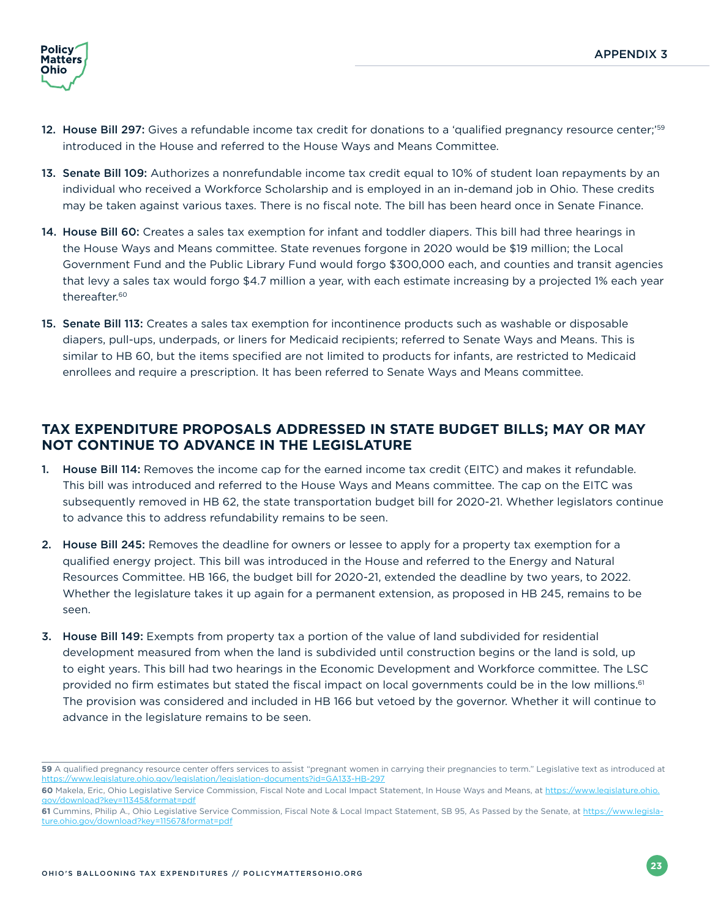12. **House Bill 297:** Gives a refundable income tax credit for donations to a 'qualified pregnancy resource center;'[59] introduced in the House and referred to the House Ways and Means Committee.

13. **Senate Bill 109:** Authorizes a nonrefundable income tax credit equal to 10% of student loan repayments by an individual who received a Workforce Scholarship and is employed in an in-demand job in Ohio. These credits may be taken against various taxes. There is no fiscal note. The bill has been heard once in Senate Finance.

14. **House Bill 60:** Creates a sales tax exemption for infant and toddler diapers. This bill had three hearings in the House Ways and Means committee. State revenues forgone in 2020 would be $19 million; the Local Government Fund and the Public Library Fund would forgo $300,000 each, and counties and transit agencies that levy a sales tax would forgo $4.7 million a year, with each estimate increasing by a projected 1% each year thereafter.[60]

15. **Senate Bill 113:** Creates a sales tax exemption for incontinence products such as washable or disposable diapers, pull-ups, underpads, or liners for Medicaid recipients; referred to Senate Ways and Means. This is similar to HB 60, but the items specified are not limited to products for infants, are restricted to Medicaid enrollees and require a prescription. It has been referred to Senate Ways and Means committee.

## TAX EXPENDITURE PROPOSALS ADDRESSED IN STATE BUDGET BILLS; MAY OR MAY NOT CONTINUE TO ADVANCE IN THE LEGISLATURE

1. **House Bill 114:** Removes the income cap for the earned income tax credit (EITC) and makes it refundable. This bill was introduced and referred to the House Ways and Means committee. The cap on the EITC was subsequently removed in HB 62, the state transportation budget bill for 2020-21. Whether legislators continue to advance this to address refundability remains to be seen.

2. **House Bill 245:** Removes the deadline for owners or lessee to apply for a property tax exemption for a qualified energy project. This bill was introduced in the House and referred to the Energy and Natural Resources Committee. HB 166, the budget bill for 2020-21, extended the deadline by two years, to 2022. Whether the legislature takes it up again for a permanent extension, as proposed in HB 245, remains to be seen.

3. **House Bill 149:** Exempts from property tax a portion of the value of land subdivided for residential development measured from when the land is subdivided until construction begins or the land is sold, up to eight years. This bill had two hearings in the Economic Development and Workforce committee. The LSC provided no firm estimates but stated the fiscal impact on local governments could be in the low millions.[61] The provision was considered and included in HB 166 but vetoed by the governor. Whether it will continue to advance in the legislature remains to be seen.

---

**59** A qualified pregnancy resource center offers services to assist "pregnant women in carrying their pregnancies to term." Legislative text as introduced at https://www.legislature.ohio.gov/legislation/legislation-documents?id=GA133-HB-297

**60** Makela, Eric, Ohio Legislative Service Commission, Fiscal Note and Local Impact Statement, In House Ways and Means, at https://www.legislature.ohio.gov/download?key=11345&format=pdf

**61** Cummins, Philip A., Ohio Legislative Service Commission, Fiscal Note & Local Impact Statement, SB 95, As Passed by the Senate, at https://www.legislature.ohio.gov/download?key=11567&format=pdf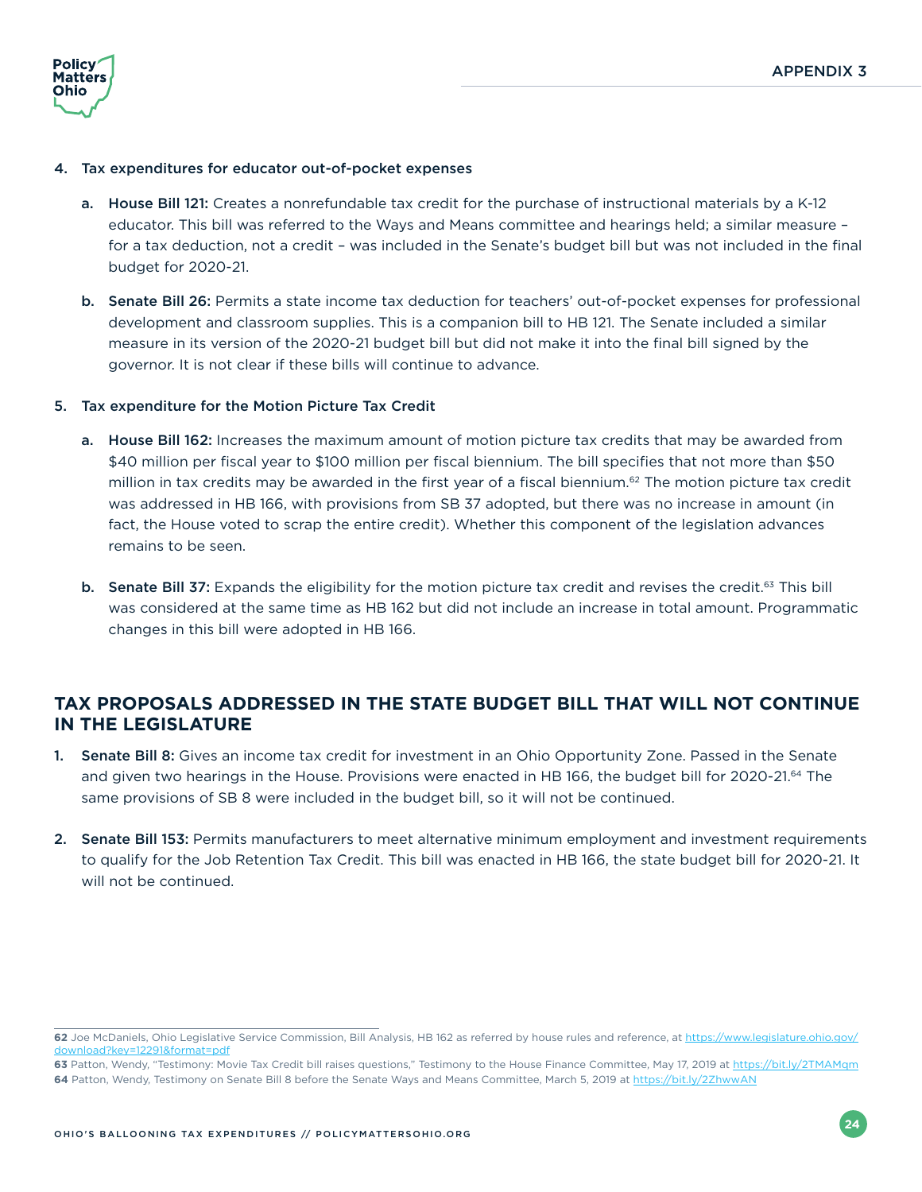4. **Tax expenditures for educator out-of-pocket expenses**

   a. **House Bill 121:** Creates a nonrefundable tax credit for the purchase of instructional materials by a K-12 educator. This bill was referred to the Ways and Means committee and hearings held; a similar measure – for a tax deduction, not a credit – was included in the Senate's budget bill but was not included in the final budget for 2020-21.

   b. **Senate Bill 26:** Permits a state income tax deduction for teachers' out-of-pocket expenses for professional development and classroom supplies. This is a companion bill to HB 121. The Senate included a similar measure in its version of the 2020-21 budget bill but did not make it into the final bill signed by the governor. It is not clear if these bills will continue to advance.

5. **Tax expenditure for the Motion Picture Tax Credit**

   a. **House Bill 162:** Increases the maximum amount of motion picture tax credits that may be awarded from $40 million per fiscal year to $100 million per fiscal biennium. The bill specifies that not more than $50 million in tax credits may be awarded in the first year of a fiscal biennium.[62] The motion picture tax credit was addressed in HB 166, with provisions from SB 37 adopted, but there was no increase in amount (in fact, the House voted to scrap the entire credit). Whether this component of the legislation advances remains to be seen.

   b. **Senate Bill 37:** Expands the eligibility for the motion picture tax credit and revises the credit.[63] This bill was considered at the same time as HB 162 but did not include an increase in total amount. Programmatic changes in this bill were adopted in HB 166.

## TAX PROPOSALS ADDRESSED IN THE STATE BUDGET BILL THAT WILL NOT CONTINUE IN THE LEGISLATURE

1. **Senate Bill 8:** Gives an income tax credit for investment in an Ohio Opportunity Zone. Passed in the Senate and given two hearings in the House. Provisions were enacted in HB 166, the budget bill for 2020-21.[64] The same provisions of SB 8 were included in the budget bill, so it will not be continued.

2. **Senate Bill 153:** Permits manufacturers to meet alternative minimum employment and investment requirements to qualify for the Job Retention Tax Credit. This bill was enacted in HB 166, the state budget bill for 2020-21. It will not be continued.

---

**62** Joe McDaniels, Ohio Legislative Service Commission, Bill Analysis, HB 162 as referred by house rules and reference, at https://www.legislature.ohio.gov/download?key=12291&format=pdf

**63** Patton, Wendy, "Testimony: Movie Tax Credit bill raises questions," Testimony to the House Finance Committee, May 17, 2019 at https://bit.ly/2TMAMqm

**64** Patton, Wendy, Testimony on Senate Bill 8 before the Senate Ways and Means Committee, March 5, 2019 at https://bit.ly/2ZhwwAN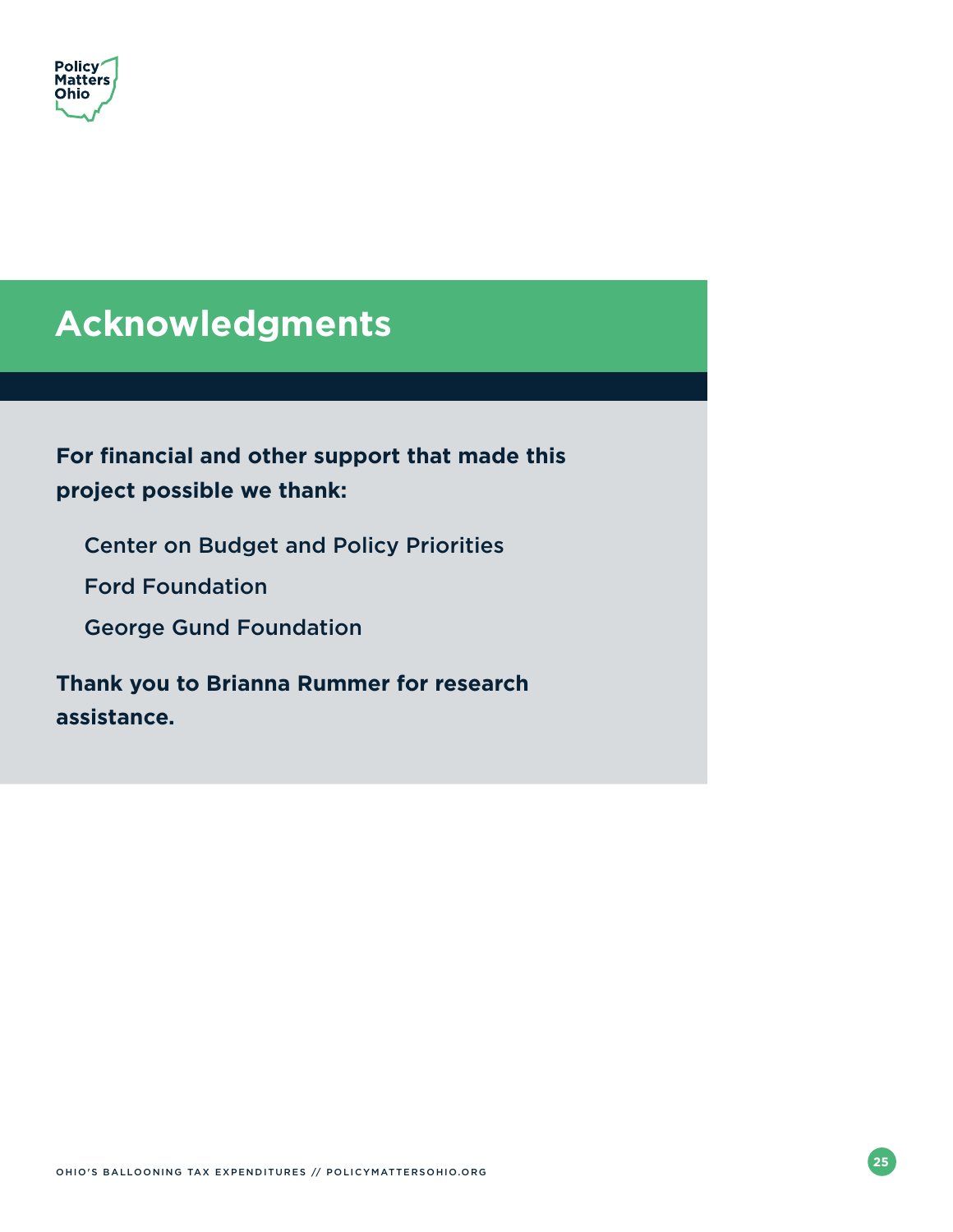# Acknowledgments

**For financial and other support that made this project possible we thank:**

Center on Budget and Policy Priorities

Ford Foundation

George Gund Foundation

**Thank you to Brianna Rummer for research assistance.**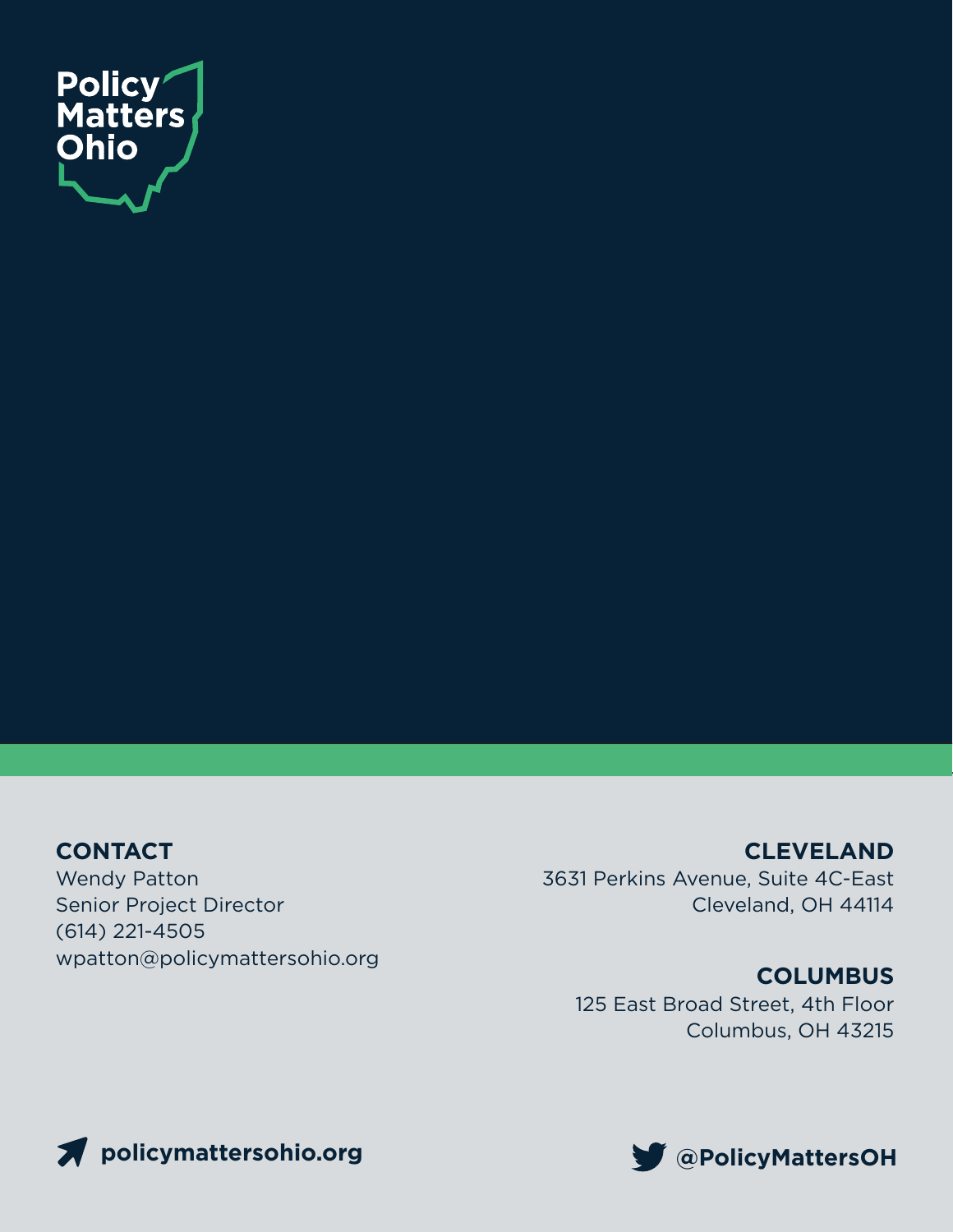Policy Matters Ohio

**CONTACT**
Wendy Patton
Senior Project Director
(614) 221-4505
wpatton@policymattersohio.org

**CLEVELAND**
3631 Perkins Avenue, Suite 4C-East
Cleveland, OH 44114

**COLUMBUS**
125 East Broad Street, 4th Floor
Columbus, OH 43215

**policymattersohio.org**

**@PolicyMattersOH**